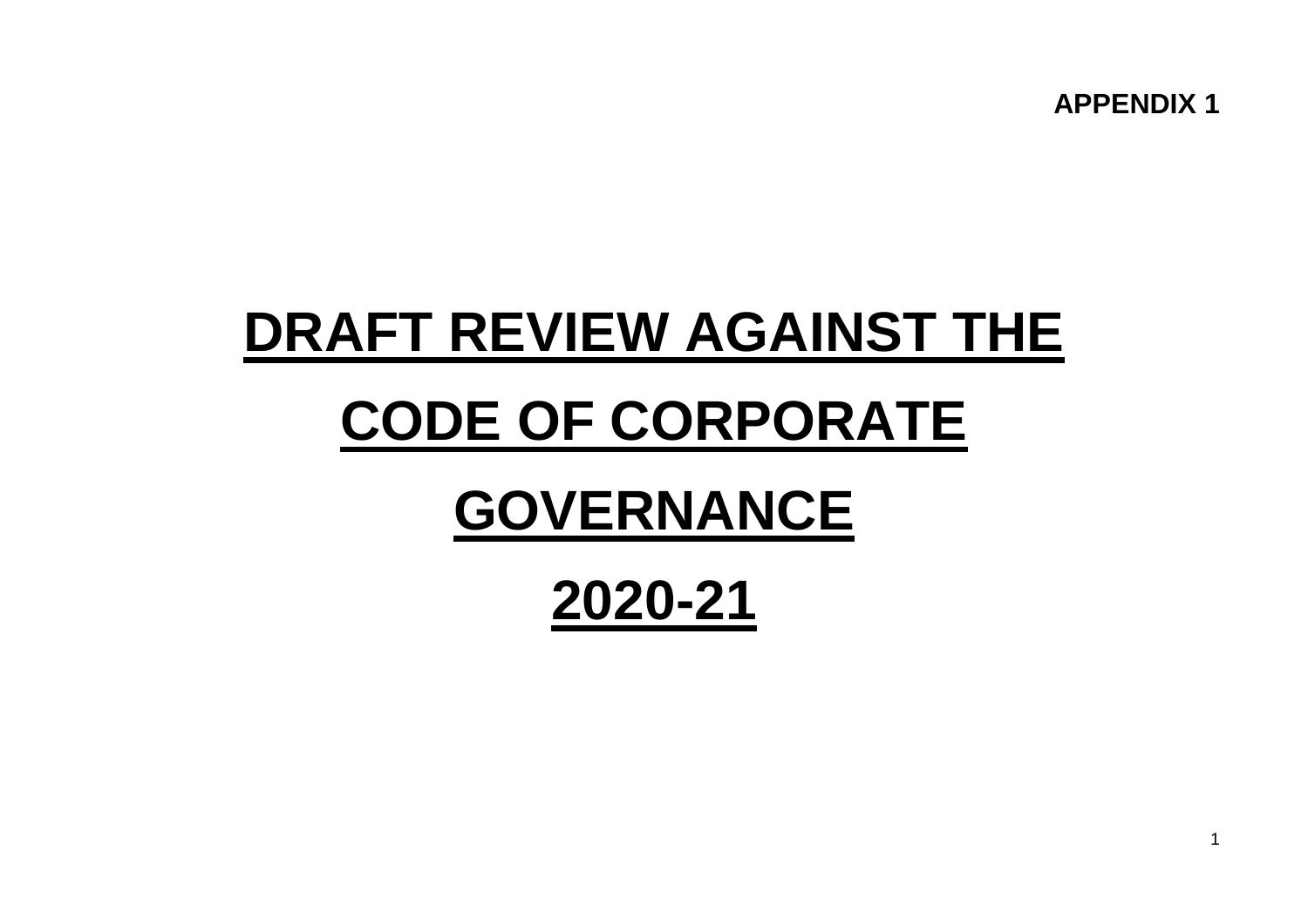**APPENDIX 1**

# DRAFT REVIEW AGAINST THE CODE OF CORPORATE GOVERNANCE 2020-21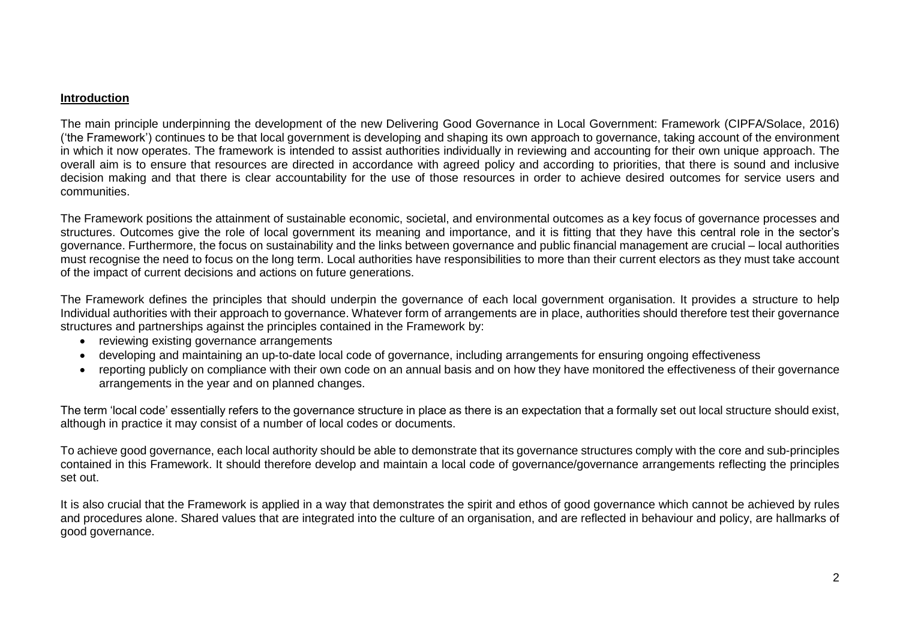## Introduction

The main principle underpinning the development of the new Delivering Good Governance in Local Government: Framework (CIPFA/Solace, 2016) ('the Framework') continues to be that local government is developing and shaping its own approach to governance, taking account of the environment in which it now operates. The framework is intended to assist authorities individually in reviewing and accounting for their own unique approach. The overall aim is to ensure that resources are directed in accordance with agreed policy and according to priorities, that there is sound and inclusive decision making and that there is clear accountability for the use of those resources in order to achieve desired outcomes for service users and communities.

The Framework positions the attainment of sustainable economic, societal, and environmental outcomes as a key focus of governance processes and structures. Outcomes give the role of local government its meaning and importance, and it is fitting that they have this central role in the sector's governance. Furthermore, the focus on sustainability and the links between governance and public financial management are crucial – local authorities must recognise the need to focus on the long term. Local authorities have responsibilities to more than their current electors as they must take account of the impact of current decisions and actions on future generations.

The Framework defines the principles that should underpin the governance of each local government organisation. It provides a structure to help Individual authorities with their approach to governance. Whatever form of arrangements are in place, authorities should therefore test their governance structures and partnerships against the principles contained in the Framework by:

- reviewing existing governance arrangements
- developing and maintaining an up-to-date local code of governance, including arrangements for ensuring ongoing effectiveness
- reporting publicly on compliance with their own code on an annual basis and on how they have monitored the effectiveness of their governance arrangements in the year and on planned changes.

The term 'local code' essentially refers to the governance structure in place as there is an expectation that a formally set out local structure should exist, although in practice it may consist of a number of local codes or documents.

To achieve good governance, each local authority should be able to demonstrate that its governance structures comply with the core and sub-principles contained in this Framework. It should therefore develop and maintain a local code of governance/governance arrangements reflecting the principles set out.

It is also crucial that the Framework is applied in a way that demonstrates the spirit and ethos of good governance which cannot be achieved by rules and procedures alone. Shared values that are integrated into the culture of an organisation, and are reflected in behaviour and policy, are hallmarks of good governance.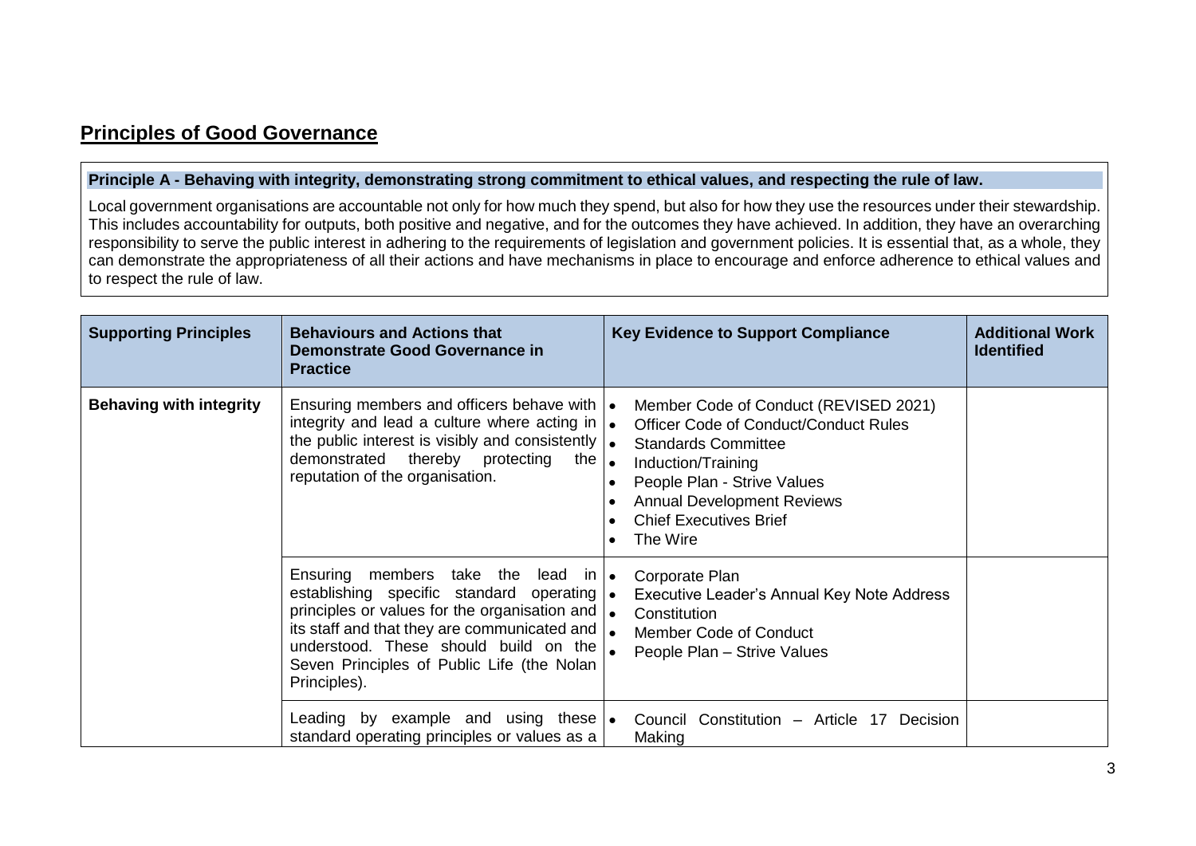## Principles of Good Governance

**Principle A - Behaving with integrity, demonstrating strong commitment to ethical values, and respecting the rule of law.**

Local government organisations are accountable not only for how much they spend, but also for how they use the resources under their stewardship. This includes accountability for outputs, both positive and negative, and for the outcomes they have achieved. In addition, they have an overarching responsibility to serve the public interest in adhering to the requirements of legislation and government policies. It is essential that, as a whole, they can demonstrate the appropriateness of all their actions and have mechanisms in place to encourage and enforce adherence to ethical values and to respect the rule of law.

| Supporting Principles | Behaviours and Actions that Demonstrate Good Governance in Practice | Key Evidence to Support Compliance | Additional Work Identified |
|---|---|---|---|
| **Behaving with integrity** | Ensuring members and officers behave with integrity and lead a culture where acting in the public interest is visibly and consistently demonstrated thereby protecting the reputation of the organisation. | • Member Code of Conduct (REVISED 2021)<br>• Officer Code of Conduct/Conduct Rules<br>• Standards Committee<br>• Induction/Training<br>• People Plan - Strive Values<br>• Annual Development Reviews<br>• Chief Executives Brief<br>• The Wire | |
| | Ensuring members take the lead in establishing specific standard operating principles or values for the organisation and its staff and that they are communicated and understood. These should build on the Seven Principles of Public Life (the Nolan Principles). | • Corporate Plan<br>• Executive Leader's Annual Key Note Address<br>• Constitution<br>• Member Code of Conduct<br>• People Plan – Strive Values | |
| | Leading by example and using these standard operating principles or values as a | • Council Constitution – Article 17 Decision Making | |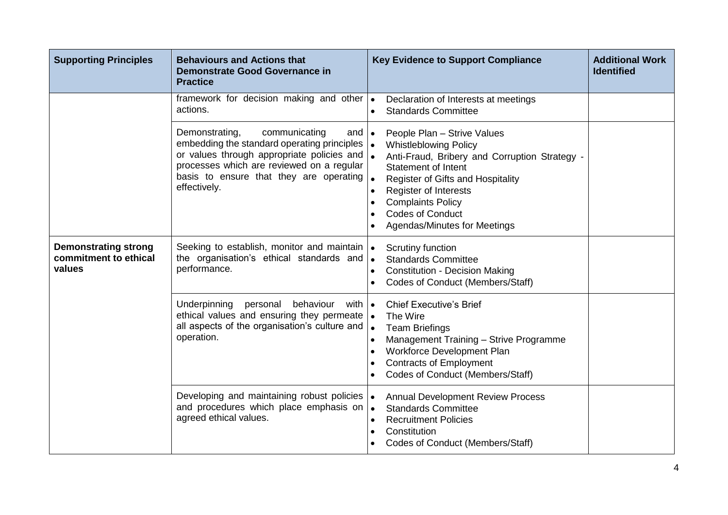| Supporting Principles | Behaviours and Actions that Demonstrate Good Governance in Practice | Key Evidence to Support Compliance | Additional Work Identified |
|---|---|---|---|
| | framework for decision making and other actions. | • Declaration of Interests at meetings<br>• Standards Committee | |
| | Demonstrating, communicating and embedding the standard operating principles or values through appropriate policies and processes which are reviewed on a regular basis to ensure that they are operating effectively. | • People Plan – Strive Values<br>• Whistleblowing Policy<br>• Anti-Fraud, Bribery and Corruption Strategy - Statement of Intent<br>• Register of Gifts and Hospitality<br>• Register of Interests<br>• Complaints Policy<br>• Codes of Conduct<br>• Agendas/Minutes for Meetings | |
| **Demonstrating strong commitment to ethical values** | Seeking to establish, monitor and maintain the organisation's ethical standards and performance. | • Scrutiny function<br>• Standards Committee<br>• Constitution - Decision Making<br>• Codes of Conduct (Members/Staff) | |
| | Underpinning personal behaviour with ethical values and ensuring they permeate all aspects of the organisation's culture and operation. | • Chief Executive's Brief<br>• The Wire<br>• Team Briefings<br>• Management Training – Strive Programme<br>• Workforce Development Plan<br>• Contracts of Employment<br>• Codes of Conduct (Members/Staff) | |
| | Developing and maintaining robust policies and procedures which place emphasis on agreed ethical values. | • Annual Development Review Process<br>• Standards Committee<br>• Recruitment Policies<br>• Constitution<br>• Codes of Conduct (Members/Staff) | |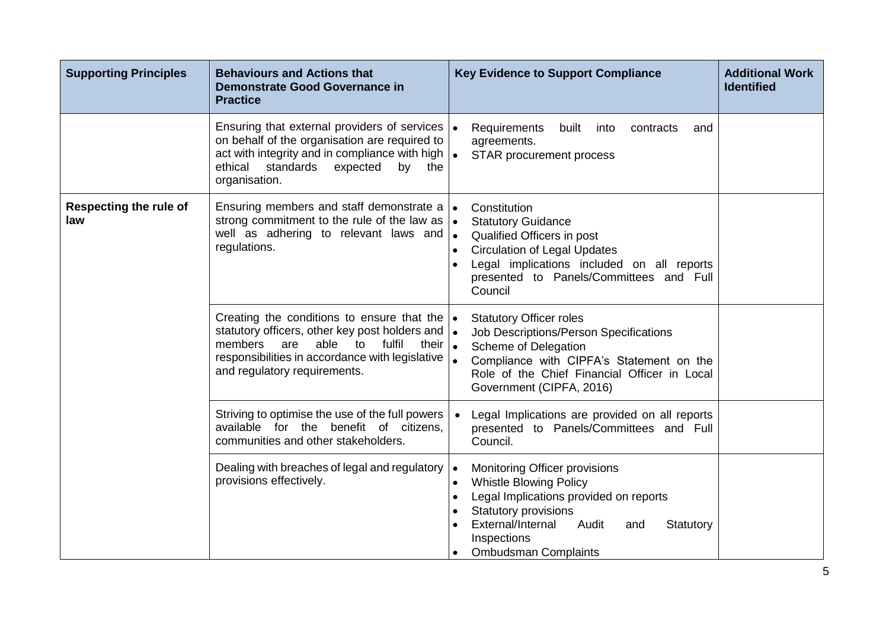| Supporting Principles | Behaviours and Actions that Demonstrate Good Governance in Practice | Key Evidence to Support Compliance | Additional Work Identified |
|---|---|---|---|
| | Ensuring that external providers of services on behalf of the organisation are required to act with integrity and in compliance with high ethical standards expected by the organisation. | • Requirements built into contracts and agreements.<br>• STAR procurement process | |
| **Respecting the rule of law** | Ensuring members and staff demonstrate a strong commitment to the rule of the law as well as adhering to relevant laws and regulations. | • Constitution<br>• Statutory Guidance<br>• Qualified Officers in post<br>• Circulation of Legal Updates<br>• Legal implications included on all reports presented to Panels/Committees and Full Council | |
| | Creating the conditions to ensure that the statutory officers, other key post holders and members are able to fulfil their responsibilities in accordance with legislative and regulatory requirements. | • Statutory Officer roles<br>• Job Descriptions/Person Specifications<br>• Scheme of Delegation<br>• Compliance with CIPFA's Statement on the Role of the Chief Financial Officer in Local Government (CIPFA, 2016) | |
| | Striving to optimise the use of the full powers available for the benefit of citizens, communities and other stakeholders. | • Legal Implications are provided on all reports presented to Panels/Committees and Full Council. | |
| | Dealing with breaches of legal and regulatory provisions effectively. | • Monitoring Officer provisions<br>• Whistle Blowing Policy<br>• Legal Implications provided on reports<br>• Statutory provisions<br>• External/Internal Audit and Statutory Inspections<br>• Ombudsman Complaints | |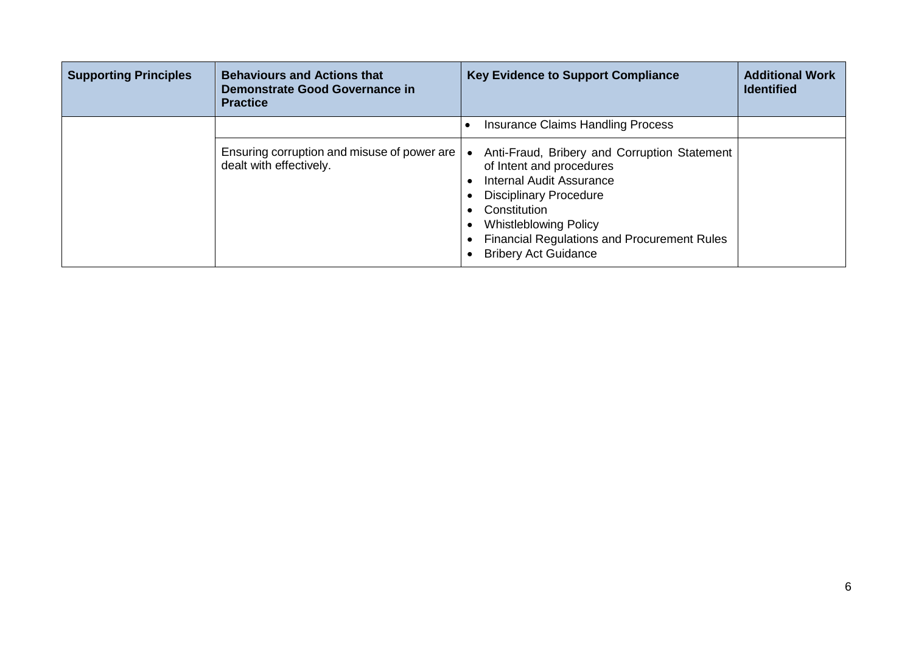| Supporting Principles | Behaviours and Actions that Demonstrate Good Governance in Practice | Key Evidence to Support Compliance | Additional Work Identified |
| --- | --- | --- | --- |
| | | • Insurance Claims Handling Process | |
| | Ensuring corruption and misuse of power are dealt with effectively. | • Anti-Fraud, Bribery and Corruption Statement of Intent and procedures<br>• Internal Audit Assurance<br>• Disciplinary Procedure<br>• Constitution<br>• Whistleblowing Policy<br>• Financial Regulations and Procurement Rules<br>• Bribery Act Guidance | |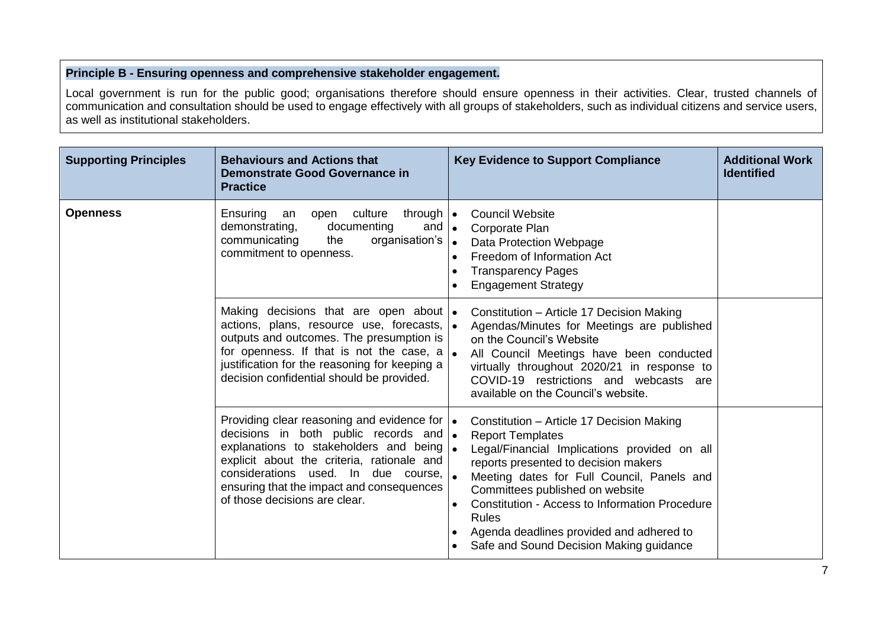**Principle B - Ensuring openness and comprehensive stakeholder engagement.**

Local government is run for the public good; organisations therefore should ensure openness in their activities. Clear, trusted channels of communication and consultation should be used to engage effectively with all groups of stakeholders, such as individual citizens and service users, as well as institutional stakeholders.

| Supporting Principles | Behaviours and Actions that Demonstrate Good Governance in Practice | Key Evidence to Support Compliance | Additional Work Identified |
| --- | --- | --- | --- |
| **Openness** | Ensuring an open culture through demonstrating, documenting and communicating the organisation's commitment to openness. | • Council Website<br>• Corporate Plan<br>• Data Protection Webpage<br>• Freedom of Information Act<br>• Transparency Pages<br>• Engagement Strategy | |
| | Making decisions that are open about actions, plans, resource use, forecasts, outputs and outcomes. The presumption is for openness. If that is not the case, a justification for the reasoning for keeping a decision confidential should be provided. | • Constitution – Article 17 Decision Making<br>• Agendas/Minutes for Meetings are published on the Council's Website<br>• All Council Meetings have been conducted virtually throughout 2020/21 in response to COVID-19 restrictions and webcasts are available on the Council's website. | |
| | Providing clear reasoning and evidence for decisions in both public records and explanations to stakeholders and being explicit about the criteria, rationale and considerations used. In due course, ensuring that the impact and consequences of those decisions are clear. | • Constitution – Article 17 Decision Making<br>• Report Templates<br>• Legal/Financial Implications provided on all reports presented to decision makers<br>• Meeting dates for Full Council, Panels and Committees published on website<br>• Constitution - Access to Information Procedure Rules<br>• Agenda deadlines provided and adhered to<br>• Safe and Sound Decision Making guidance | |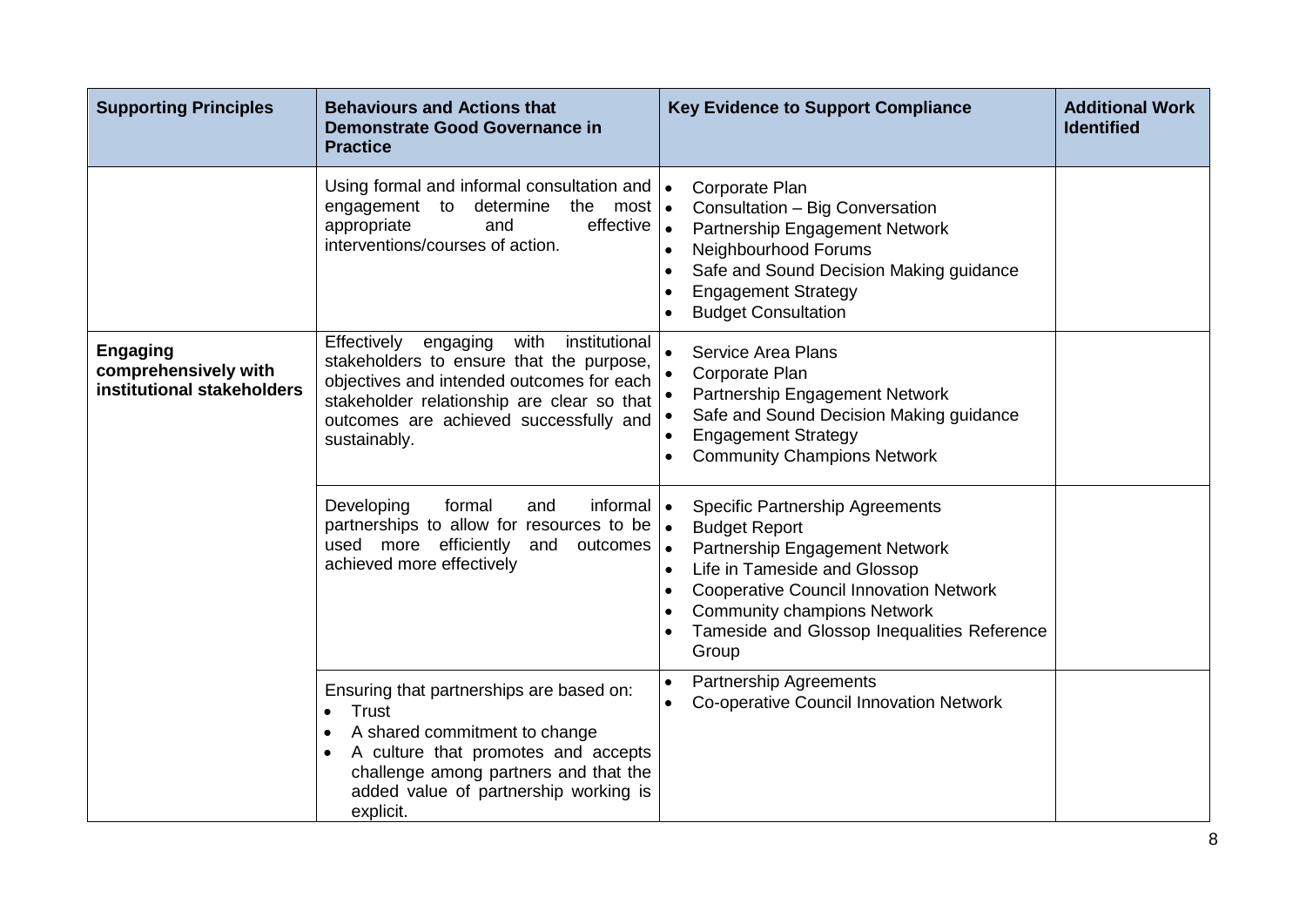| Supporting Principles | Behaviours and Actions that Demonstrate Good Governance in Practice | Key Evidence to Support Compliance | Additional Work Identified |
|---|---|---|---|
| | Using formal and informal consultation and engagement to determine the most appropriate and effective interventions/courses of action. | • Corporate Plan<br>• Consultation – Big Conversation<br>• Partnership Engagement Network<br>• Neighbourhood Forums<br>• Safe and Sound Decision Making guidance<br>• Engagement Strategy<br>• Budget Consultation | |
| **Engaging comprehensively with institutional stakeholders** | Effectively engaging with institutional stakeholders to ensure that the purpose, objectives and intended outcomes for each stakeholder relationship are clear so that outcomes are achieved successfully and sustainably. | • Service Area Plans<br>• Corporate Plan<br>• Partnership Engagement Network<br>• Safe and Sound Decision Making guidance<br>• Engagement Strategy<br>• Community Champions Network | |
| | Developing formal and informal partnerships to allow for resources to be used more efficiently and outcomes achieved more effectively | • Specific Partnership Agreements<br>• Budget Report<br>• Partnership Engagement Network<br>• Life in Tameside and Glossop<br>• Cooperative Council Innovation Network<br>• Community champions Network<br>• Tameside and Glossop Inequalities Reference Group | |
| | Ensuring that partnerships are based on:<br>• Trust<br>• A shared commitment to change<br>• A culture that promotes and accepts challenge among partners and that the added value of partnership working is explicit. | • Partnership Agreements<br>• Co-operative Council Innovation Network | |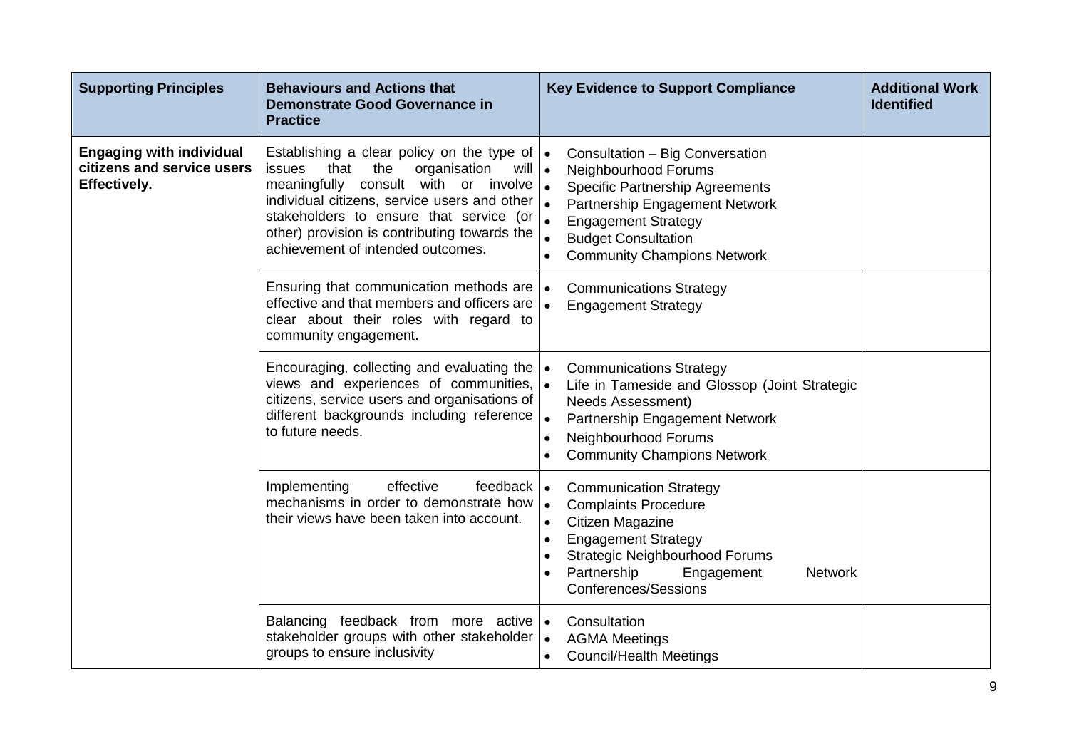| Supporting Principles | Behaviours and Actions that Demonstrate Good Governance in Practice | Key Evidence to Support Compliance | Additional Work Identified |
| --- | --- | --- | --- |
| **Engaging with individual citizens and service users Effectively.** | Establishing a clear policy on the type of issues that the organisation will meaningfully consult with or involve individual citizens, service users and other stakeholders to ensure that service (or other) provision is contributing towards the achievement of intended outcomes. | • Consultation – Big Conversation<br>• Neighbourhood Forums<br>• Specific Partnership Agreements<br>• Partnership Engagement Network<br>• Engagement Strategy<br>• Budget Consultation<br>• Community Champions Network | |
| | Ensuring that communication methods are effective and that members and officers are clear about their roles with regard to community engagement. | • Communications Strategy<br>• Engagement Strategy | |
| | Encouraging, collecting and evaluating the views and experiences of communities, citizens, service users and organisations of different backgrounds including reference to future needs. | • Communications Strategy<br>• Life in Tameside and Glossop (Joint Strategic Needs Assessment)<br>• Partnership Engagement Network<br>• Neighbourhood Forums<br>• Community Champions Network | |
| | Implementing effective feedback mechanisms in order to demonstrate how their views have been taken into account. | • Communication Strategy<br>• Complaints Procedure<br>• Citizen Magazine<br>• Engagement Strategy<br>• Strategic Neighbourhood Forums<br>• Partnership Engagement Network Conferences/Sessions | |
| | Balancing feedback from more active stakeholder groups with other stakeholder groups to ensure inclusivity | • Consultation<br>• AGMA Meetings<br>• Council/Health Meetings | |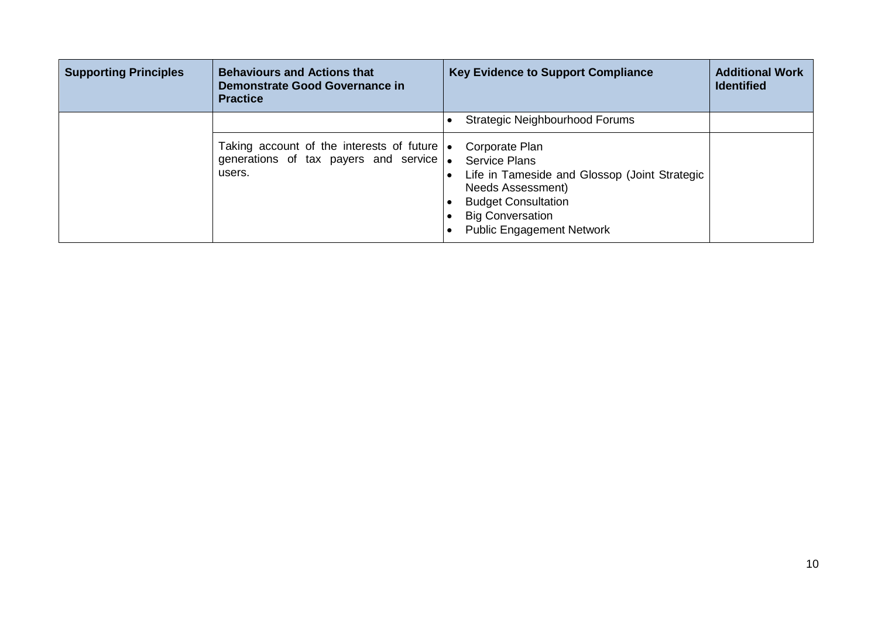| Supporting Principles | Behaviours and Actions that Demonstrate Good Governance in Practice | Key Evidence to Support Compliance | Additional Work Identified |
|---|---|---|---|
| | | • Strategic Neighbourhood Forums | |
| | Taking account of the interests of future generations of tax payers and service users. | • Corporate Plan<br>• Service Plans<br>• Life in Tameside and Glossop (Joint Strategic Needs Assessment)<br>• Budget Consultation<br>• Big Conversation<br>• Public Engagement Network | |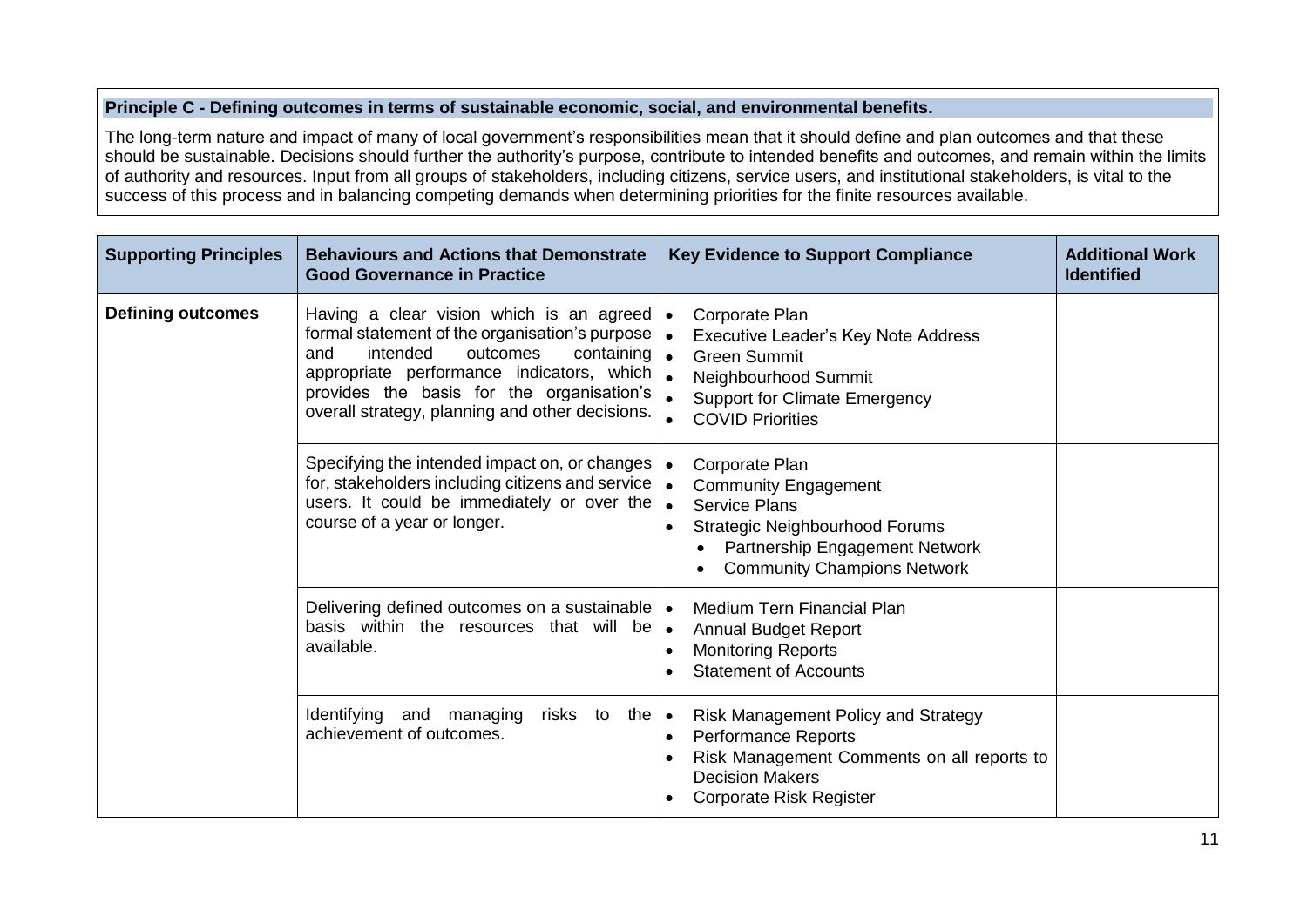**Principle C - Defining outcomes in terms of sustainable economic, social, and environmental benefits.**

The long-term nature and impact of many of local government's responsibilities mean that it should define and plan outcomes and that these should be sustainable. Decisions should further the authority's purpose, contribute to intended benefits and outcomes, and remain within the limits of authority and resources. Input from all groups of stakeholders, including citizens, service users, and institutional stakeholders, is vital to the success of this process and in balancing competing demands when determining priorities for the finite resources available.

| Supporting Principles | Behaviours and Actions that Demonstrate Good Governance in Practice | Key Evidence to Support Compliance | Additional Work Identified |
|---|---|---|---|
| **Defining outcomes** | Having a clear vision which is an agreed formal statement of the organisation's purpose and intended outcomes containing appropriate performance indicators, which provides the basis for the organisation's overall strategy, planning and other decisions. | • Corporate Plan<br>• Executive Leader's Key Note Address<br>• Green Summit<br>• Neighbourhood Summit<br>• Support for Climate Emergency<br>• COVID Priorities | |
| | Specifying the intended impact on, or changes for, stakeholders including citizens and service users. It could be immediately or over the course of a year or longer. | • Corporate Plan<br>• Community Engagement<br>• Service Plans<br>• Strategic Neighbourhood Forums<br>&nbsp;&nbsp;&nbsp;&nbsp;• Partnership Engagement Network<br>&nbsp;&nbsp;&nbsp;&nbsp;• Community Champions Network | |
| | Delivering defined outcomes on a sustainable basis within the resources that will be available. | • Medium Tern Financial Plan<br>• Annual Budget Report<br>• Monitoring Reports<br>• Statement of Accounts | |
| | Identifying and managing risks to the achievement of outcomes. | • Risk Management Policy and Strategy<br>• Performance Reports<br>• Risk Management Comments on all reports to Decision Makers<br>• Corporate Risk Register | |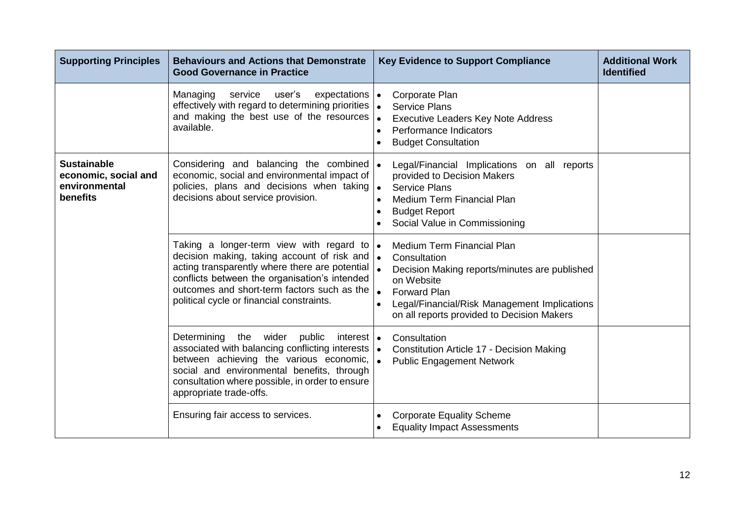| Supporting Principles | Behaviours and Actions that Demonstrate Good Governance in Practice | Key Evidence to Support Compliance | Additional Work Identified |
|---|---|---|---|
| | Managing service user's expectations effectively with regard to determining priorities and making the best use of the resources available. | • Corporate Plan<br>• Service Plans<br>• Executive Leaders Key Note Address<br>• Performance Indicators<br>• Budget Consultation | |
| **Sustainable economic, social and environmental benefits** | Considering and balancing the combined economic, social and environmental impact of policies, plans and decisions when taking decisions about service provision. | • Legal/Financial Implications on all reports provided to Decision Makers<br>• Service Plans<br>• Medium Term Financial Plan<br>• Budget Report<br>• Social Value in Commissioning | |
| | Taking a longer-term view with regard to decision making, taking account of risk and acting transparently where there are potential conflicts between the organisation's intended outcomes and short-term factors such as the political cycle or financial constraints. | • Medium Term Financial Plan<br>• Consultation<br>• Decision Making reports/minutes are published on Website<br>• Forward Plan<br>• Legal/Financial/Risk Management Implications on all reports provided to Decision Makers | |
| | Determining the wider public interest associated with balancing conflicting interests between achieving the various economic, social and environmental benefits, through consultation where possible, in order to ensure appropriate trade-offs. | • Consultation<br>• Constitution Article 17 - Decision Making<br>• Public Engagement Network | |
| | Ensuring fair access to services. | • Corporate Equality Scheme<br>• Equality Impact Assessments | |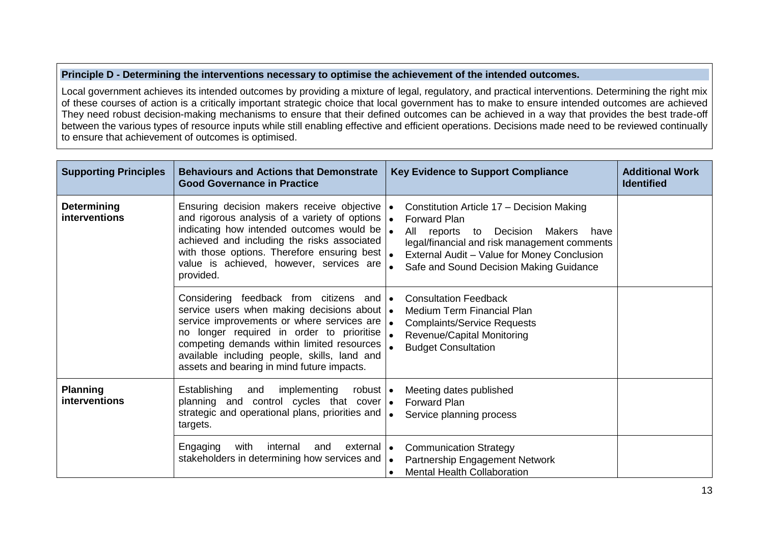**Principle D - Determining the interventions necessary to optimise the achievement of the intended outcomes.**

Local government achieves its intended outcomes by providing a mixture of legal, regulatory, and practical interventions. Determining the right mix of these courses of action is a critically important strategic choice that local government has to make to ensure intended outcomes are achieved They need robust decision-making mechanisms to ensure that their defined outcomes can be achieved in a way that provides the best trade-off between the various types of resource inputs while still enabling effective and efficient operations. Decisions made need to be reviewed continually to ensure that achievement of outcomes is optimised.

| Supporting Principles | Behaviours and Actions that Demonstrate Good Governance in Practice | Key Evidence to Support Compliance | Additional Work Identified |
|---|---|---|---|
| **Determining interventions** | Ensuring decision makers receive objective and rigorous analysis of a variety of options indicating how intended outcomes would be achieved and including the risks associated with those options. Therefore ensuring best value is achieved, however, services are provided. | • Constitution Article 17 – Decision Making<br>• Forward Plan<br>• All reports to Decision Makers have legal/financial and risk management comments<br>• External Audit – Value for Money Conclusion<br>• Safe and Sound Decision Making Guidance | |
| | Considering feedback from citizens and service users when making decisions about service improvements or where services are no longer required in order to prioritise competing demands within limited resources available including people, skills, land and assets and bearing in mind future impacts. | • Consultation Feedback<br>• Medium Term Financial Plan<br>• Complaints/Service Requests<br>• Revenue/Capital Monitoring<br>• Budget Consultation | |
| **Planning interventions** | Establishing and implementing robust planning and control cycles that cover strategic and operational plans, priorities and targets. | • Meeting dates published<br>• Forward Plan<br>• Service planning process | |
| | Engaging with internal and external stakeholders in determining how services and | • Communication Strategy<br>• Partnership Engagement Network<br>• Mental Health Collaboration | |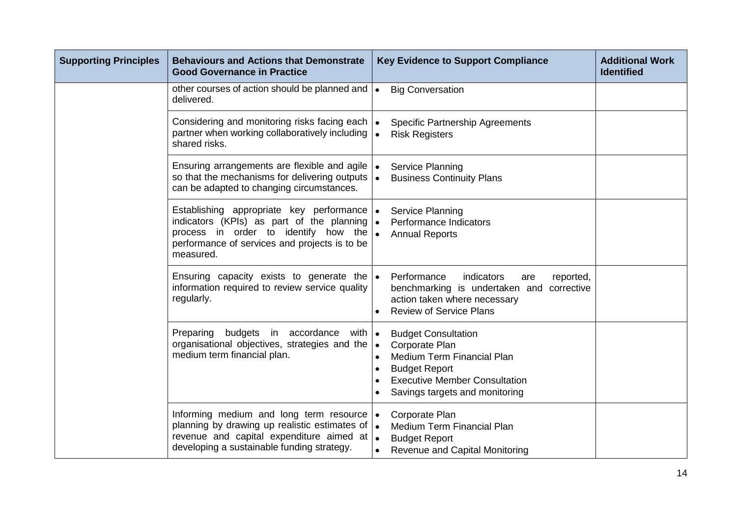| Supporting Principles | Behaviours and Actions that Demonstrate Good Governance in Practice | Key Evidence to Support Compliance | Additional Work Identified |
|---|---|---|---|
| | other courses of action should be planned and delivered. | • Big Conversation | |
| | Considering and monitoring risks facing each partner when working collaboratively including shared risks. | • Specific Partnership Agreements<br>• Risk Registers | |
| | Ensuring arrangements are flexible and agile so that the mechanisms for delivering outputs can be adapted to changing circumstances. | • Service Planning<br>• Business Continuity Plans | |
| | Establishing appropriate key performance indicators (KPIs) as part of the planning process in order to identify how the performance of services and projects is to be measured. | • Service Planning<br>• Performance Indicators<br>• Annual Reports | |
| | Ensuring capacity exists to generate the information required to review service quality regularly. | • Performance indicators are reported, benchmarking is undertaken and corrective action taken where necessary<br>• Review of Service Plans | |
| | Preparing budgets in accordance with organisational objectives, strategies and the medium term financial plan. | • Budget Consultation<br>• Corporate Plan<br>• Medium Term Financial Plan<br>• Budget Report<br>• Executive Member Consultation<br>• Savings targets and monitoring | |
| | Informing medium and long term resource planning by drawing up realistic estimates of revenue and capital expenditure aimed at developing a sustainable funding strategy. | • Corporate Plan<br>• Medium Term Financial Plan<br>• Budget Report<br>• Revenue and Capital Monitoring | |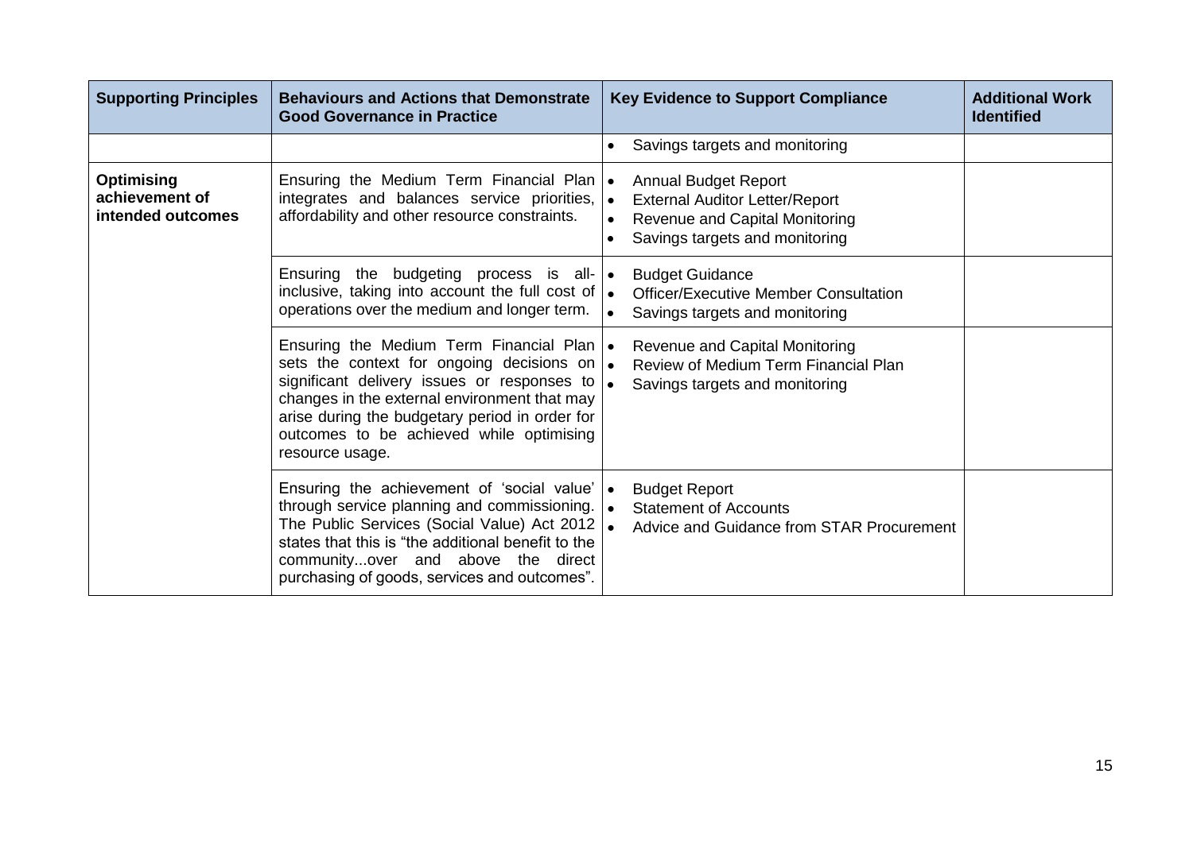| Supporting Principles | Behaviours and Actions that Demonstrate Good Governance in Practice | Key Evidence to Support Compliance | Additional Work Identified |
|---|---|---|---|
| | | • Savings targets and monitoring | |
| **Optimising achievement of intended outcomes** | Ensuring the Medium Term Financial Plan integrates and balances service priorities, affordability and other resource constraints. | • Annual Budget Report<br>• External Auditor Letter/Report<br>• Revenue and Capital Monitoring<br>• Savings targets and monitoring | |
| | Ensuring the budgeting process is all-inclusive, taking into account the full cost of operations over the medium and longer term. | • Budget Guidance<br>• Officer/Executive Member Consultation<br>• Savings targets and monitoring | |
| | Ensuring the Medium Term Financial Plan sets the context for ongoing decisions on significant delivery issues or responses to changes in the external environment that may arise during the budgetary period in order for outcomes to be achieved while optimising resource usage. | • Revenue and Capital Monitoring<br>• Review of Medium Term Financial Plan<br>• Savings targets and monitoring | |
| | Ensuring the achievement of 'social value' through service planning and commissioning. The Public Services (Social Value) Act 2012 states that this is "the additional benefit to the community...over and above the direct purchasing of goods, services and outcomes". | • Budget Report<br>• Statement of Accounts<br>• Advice and Guidance from STAR Procurement | |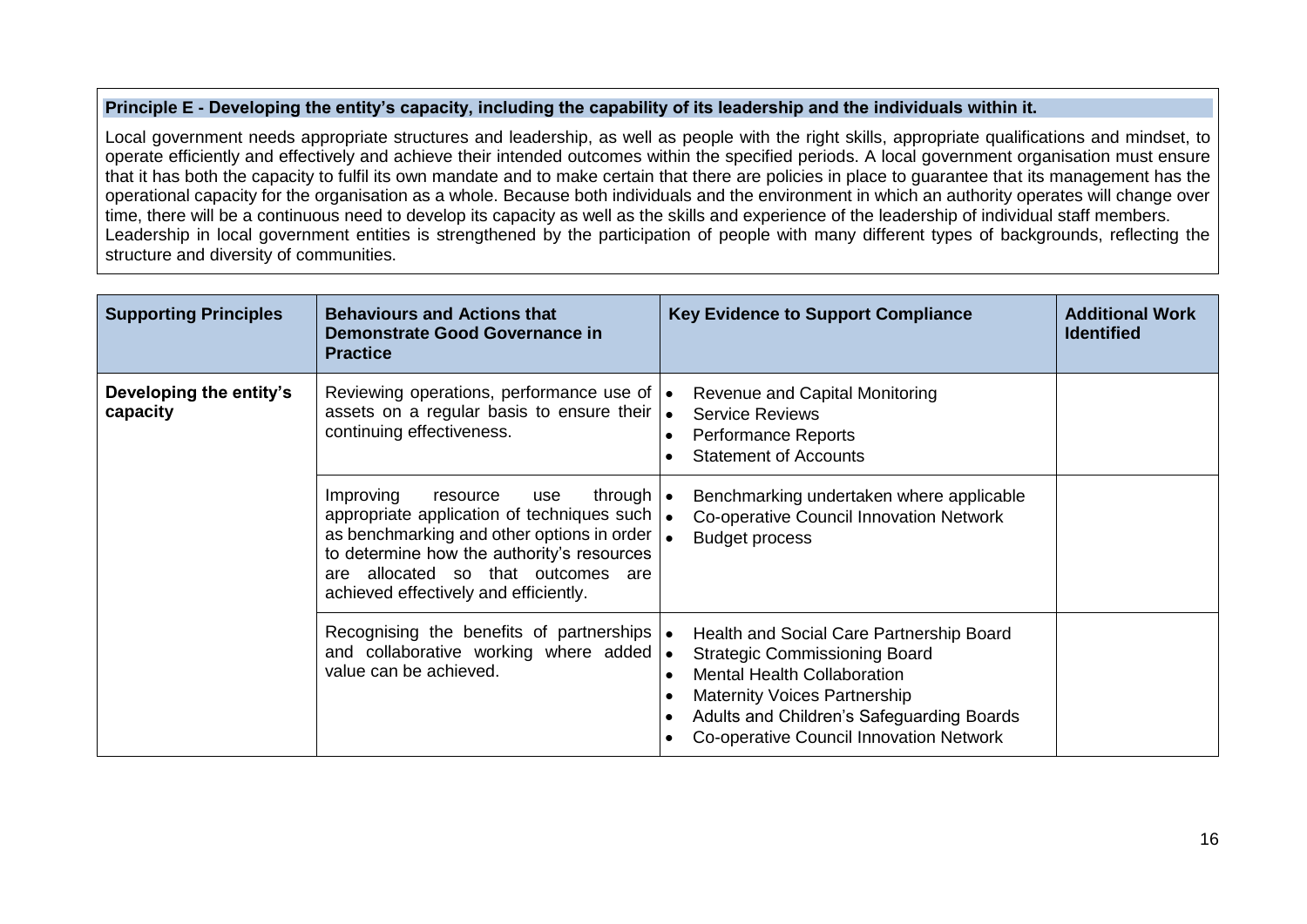**Principle E - Developing the entity's capacity, including the capability of its leadership and the individuals within it.**

Local government needs appropriate structures and leadership, as well as people with the right skills, appropriate qualifications and mindset, to operate efficiently and effectively and achieve their intended outcomes within the specified periods. A local government organisation must ensure that it has both the capacity to fulfil its own mandate and to make certain that there are policies in place to guarantee that its management has the operational capacity for the organisation as a whole. Because both individuals and the environment in which an authority operates will change over time, there will be a continuous need to develop its capacity as well as the skills and experience of the leadership of individual staff members.
Leadership in local government entities is strengthened by the participation of people with many different types of backgrounds, reflecting the structure and diversity of communities.

| Supporting Principles | Behaviours and Actions that Demonstrate Good Governance in Practice | Key Evidence to Support Compliance | Additional Work Identified |
|---|---|---|---|
| **Developing the entity's capacity** | Reviewing operations, performance use of assets on a regular basis to ensure their continuing effectiveness. | • Revenue and Capital Monitoring<br>• Service Reviews<br>• Performance Reports<br>• Statement of Accounts | |
| | Improving resource use through appropriate application of techniques such as benchmarking and other options in order to determine how the authority's resources are allocated so that outcomes are achieved effectively and efficiently. | • Benchmarking undertaken where applicable<br>• Co-operative Council Innovation Network<br>• Budget process | |
| | Recognising the benefits of partnerships and collaborative working where added value can be achieved. | • Health and Social Care Partnership Board<br>• Strategic Commissioning Board<br>• Mental Health Collaboration<br>• Maternity Voices Partnership<br>• Adults and Children's Safeguarding Boards<br>• Co-operative Council Innovation Network | |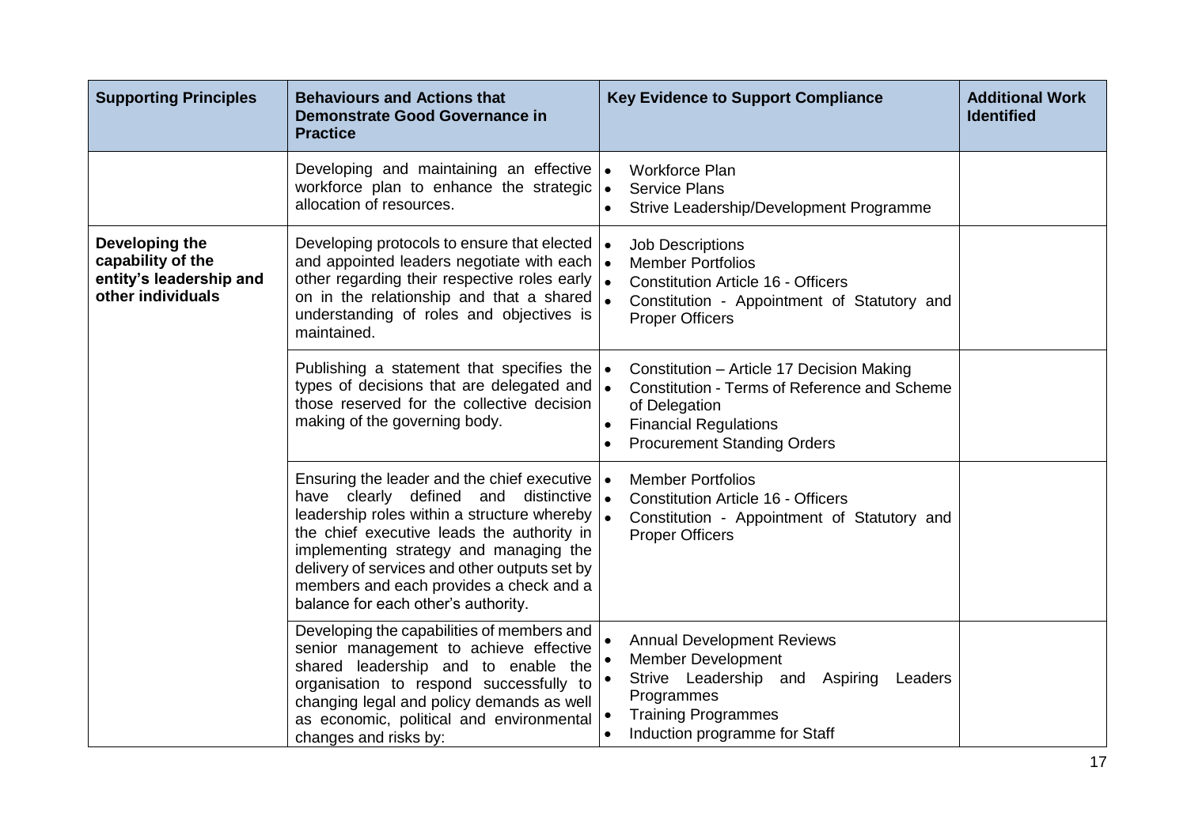| Supporting Principles | Behaviours and Actions that Demonstrate Good Governance in Practice | Key Evidence to Support Compliance | Additional Work Identified |
|---|---|---|---|
| | Developing and maintaining an effective workforce plan to enhance the strategic allocation of resources. | • Workforce Plan<br>• Service Plans<br>• Strive Leadership/Development Programme | |
| **Developing the capability of the entity's leadership and other individuals** | Developing protocols to ensure that elected and appointed leaders negotiate with each other regarding their respective roles early on in the relationship and that a shared understanding of roles and objectives is maintained. | • Job Descriptions<br>• Member Portfolios<br>• Constitution Article 16 - Officers<br>• Constitution - Appointment of Statutory and Proper Officers | |
| | Publishing a statement that specifies the types of decisions that are delegated and those reserved for the collective decision making of the governing body. | • Constitution – Article 17 Decision Making<br>• Constitution - Terms of Reference and Scheme of Delegation<br>• Financial Regulations<br>• Procurement Standing Orders | |
| | Ensuring the leader and the chief executive have clearly defined and distinctive leadership roles within a structure whereby the chief executive leads the authority in implementing strategy and managing the delivery of services and other outputs set by members and each provides a check and a balance for each other's authority. | • Member Portfolios<br>• Constitution Article 16 - Officers<br>• Constitution - Appointment of Statutory and Proper Officers | |
| | Developing the capabilities of members and senior management to achieve effective shared leadership and to enable the organisation to respond successfully to changing legal and policy demands as well as economic, political and environmental changes and risks by: | • Annual Development Reviews<br>• Member Development<br>• Strive Leadership and Aspiring Leaders Programmes<br>• Training Programmes<br>• Induction programme for Staff | |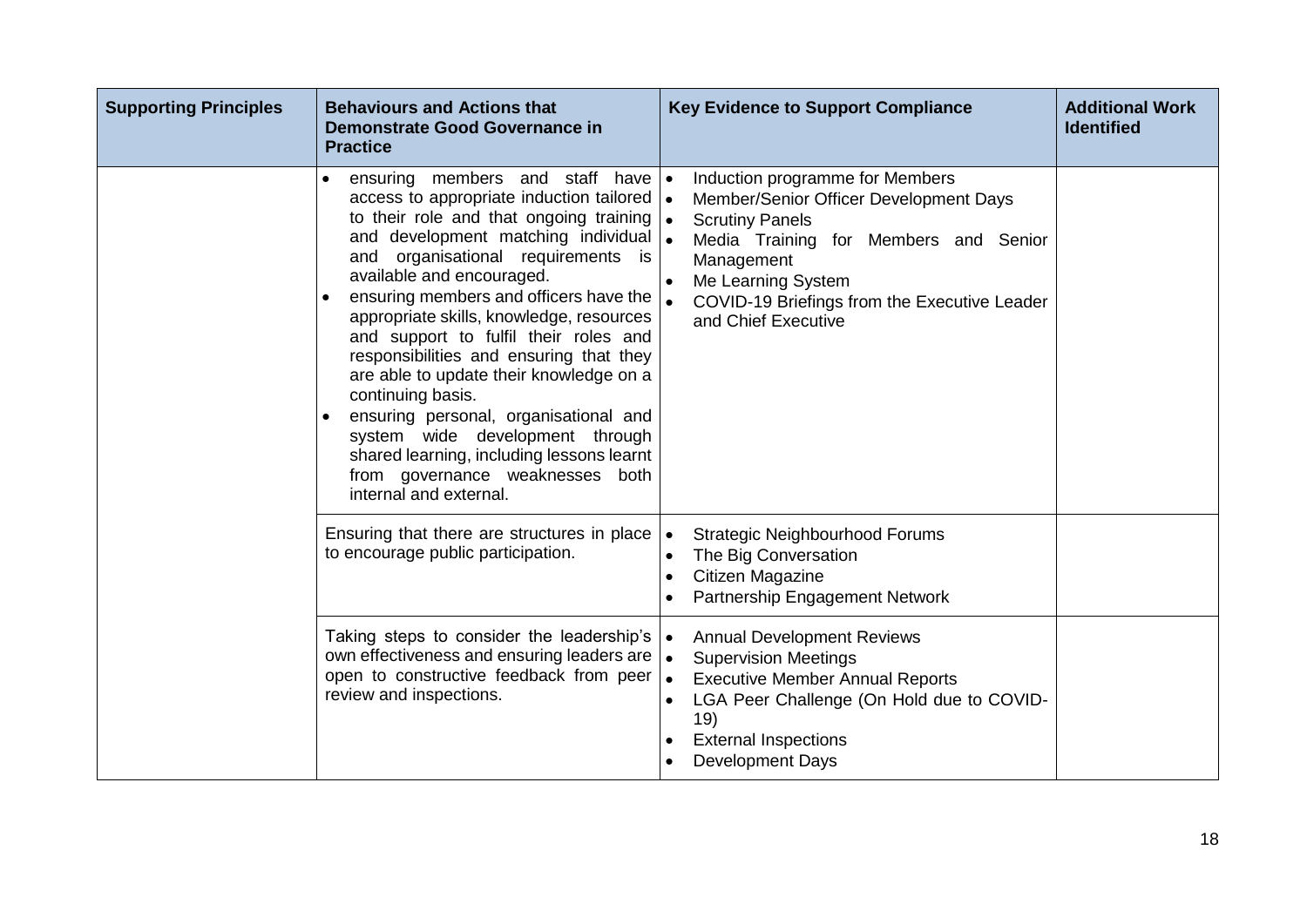| Supporting Principles | Behaviours and Actions that Demonstrate Good Governance in Practice | Key Evidence to Support Compliance | Additional Work Identified |
|---|---|---|---|
| | • ensuring members and staff have access to appropriate induction tailored to their role and that ongoing training and development matching individual and organisational requirements is available and encouraged.<br>• ensuring members and officers have the appropriate skills, knowledge, resources and support to fulfil their roles and responsibilities and ensuring that they are able to update their knowledge on a continuing basis.<br>• ensuring personal, organisational and system wide development through shared learning, including lessons learnt from governance weaknesses both internal and external. | • Induction programme for Members<br>• Member/Senior Officer Development Days<br>• Scrutiny Panels<br>• Media Training for Members and Senior Management<br>• Me Learning System<br>• COVID-19 Briefings from the Executive Leader and Chief Executive | |
| | Ensuring that there are structures in place to encourage public participation. | • Strategic Neighbourhood Forums<br>• The Big Conversation<br>• Citizen Magazine<br>• Partnership Engagement Network | |
| | Taking steps to consider the leadership's own effectiveness and ensuring leaders are open to constructive feedback from peer review and inspections. | • Annual Development Reviews<br>• Supervision Meetings<br>• Executive Member Annual Reports<br>• LGA Peer Challenge (On Hold due to COVID-19)<br>• External Inspections<br>• Development Days | |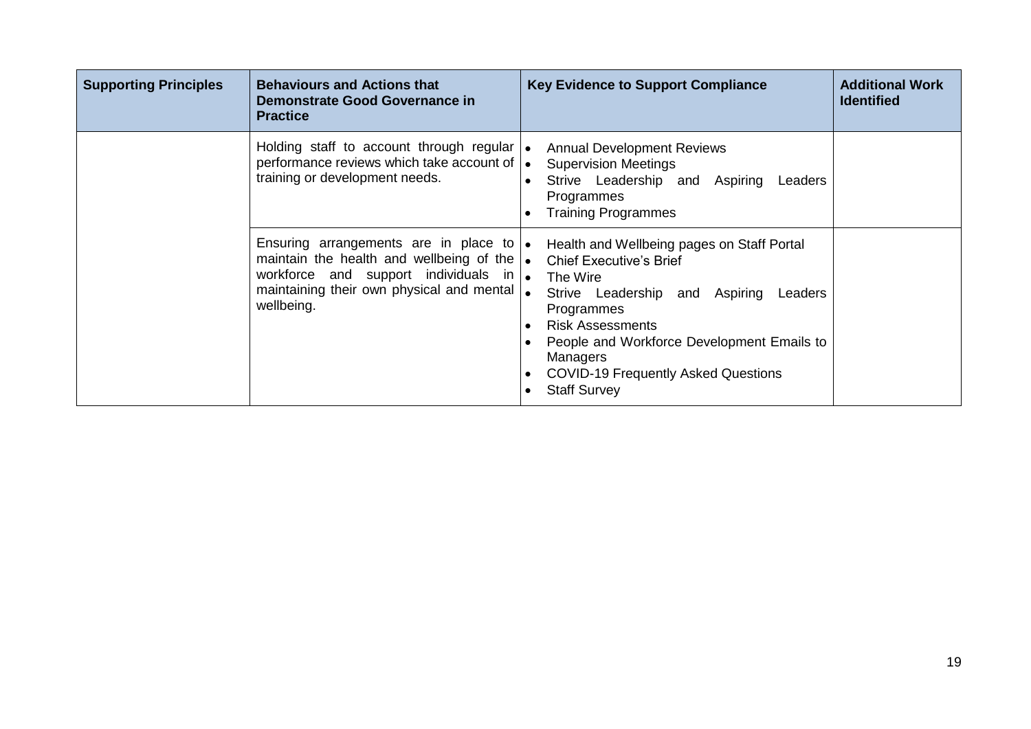| Supporting Principles | Behaviours and Actions that Demonstrate Good Governance in Practice | Key Evidence to Support Compliance | Additional Work Identified |
|---|---|---|---|
| | Holding staff to account through regular performance reviews which take account of training or development needs. | • Annual Development Reviews<br>• Supervision Meetings<br>• Strive Leadership and Aspiring Leaders Programmes<br>• Training Programmes | |
| | Ensuring arrangements are in place to maintain the health and wellbeing of the workforce and support individuals in maintaining their own physical and mental wellbeing. | • Health and Wellbeing pages on Staff Portal<br>• Chief Executive's Brief<br>• The Wire<br>• Strive Leadership and Aspiring Leaders Programmes<br>• Risk Assessments<br>• People and Workforce Development Emails to Managers<br>• COVID-19 Frequently Asked Questions<br>• Staff Survey | |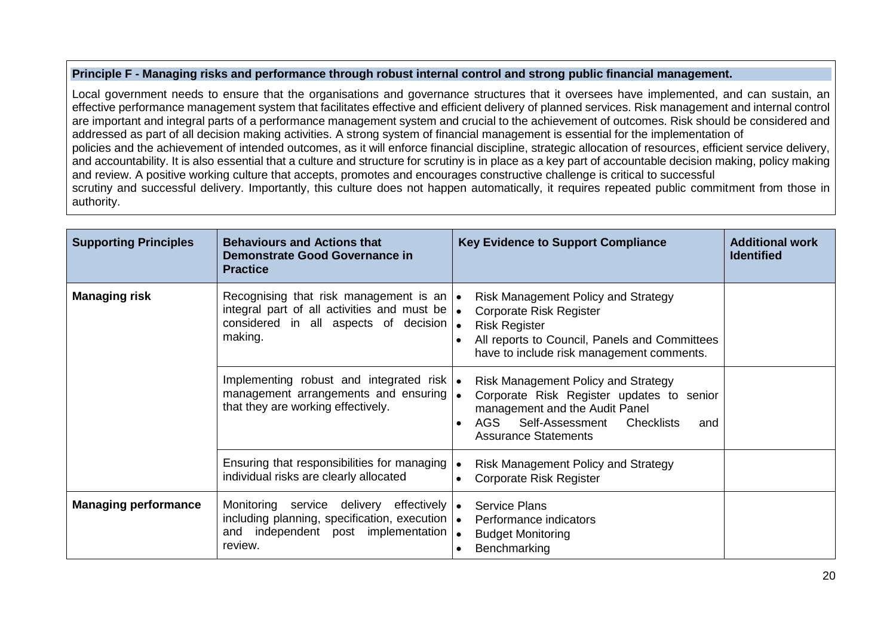**Principle F - Managing risks and performance through robust internal control and strong public financial management.**

Local government needs to ensure that the organisations and governance structures that it oversees have implemented, and can sustain, an effective performance management system that facilitates effective and efficient delivery of planned services. Risk management and internal control are important and integral parts of a performance management system and crucial to the achievement of outcomes. Risk should be considered and addressed as part of all decision making activities. A strong system of financial management is essential for the implementation of policies and the achievement of intended outcomes, as it will enforce financial discipline, strategic allocation of resources, efficient service delivery, and accountability. It is also essential that a culture and structure for scrutiny is in place as a key part of accountable decision making, policy making and review. A positive working culture that accepts, promotes and encourages constructive challenge is critical to successful scrutiny and successful delivery. Importantly, this culture does not happen automatically, it requires repeated public commitment from those in authority.

| Supporting Principles | Behaviours and Actions that Demonstrate Good Governance in Practice | Key Evidence to Support Compliance | Additional work Identified |
|---|---|---|---|
| **Managing risk** | Recognising that risk management is an integral part of all activities and must be considered in all aspects of decision making. | • Risk Management Policy and Strategy<br>• Corporate Risk Register<br>• Risk Register<br>• All reports to Council, Panels and Committees have to include risk management comments. | |
| | Implementing robust and integrated risk management arrangements and ensuring that they are working effectively. | • Risk Management Policy and Strategy<br>• Corporate Risk Register updates to senior management and the Audit Panel<br>• AGS Self-Assessment Checklists and Assurance Statements | |
| | Ensuring that responsibilities for managing individual risks are clearly allocated | • Risk Management Policy and Strategy<br>• Corporate Risk Register | |
| **Managing performance** | Monitoring service delivery effectively including planning, specification, execution and independent post implementation review. | • Service Plans<br>• Performance indicators<br>• Budget Monitoring<br>• Benchmarking | |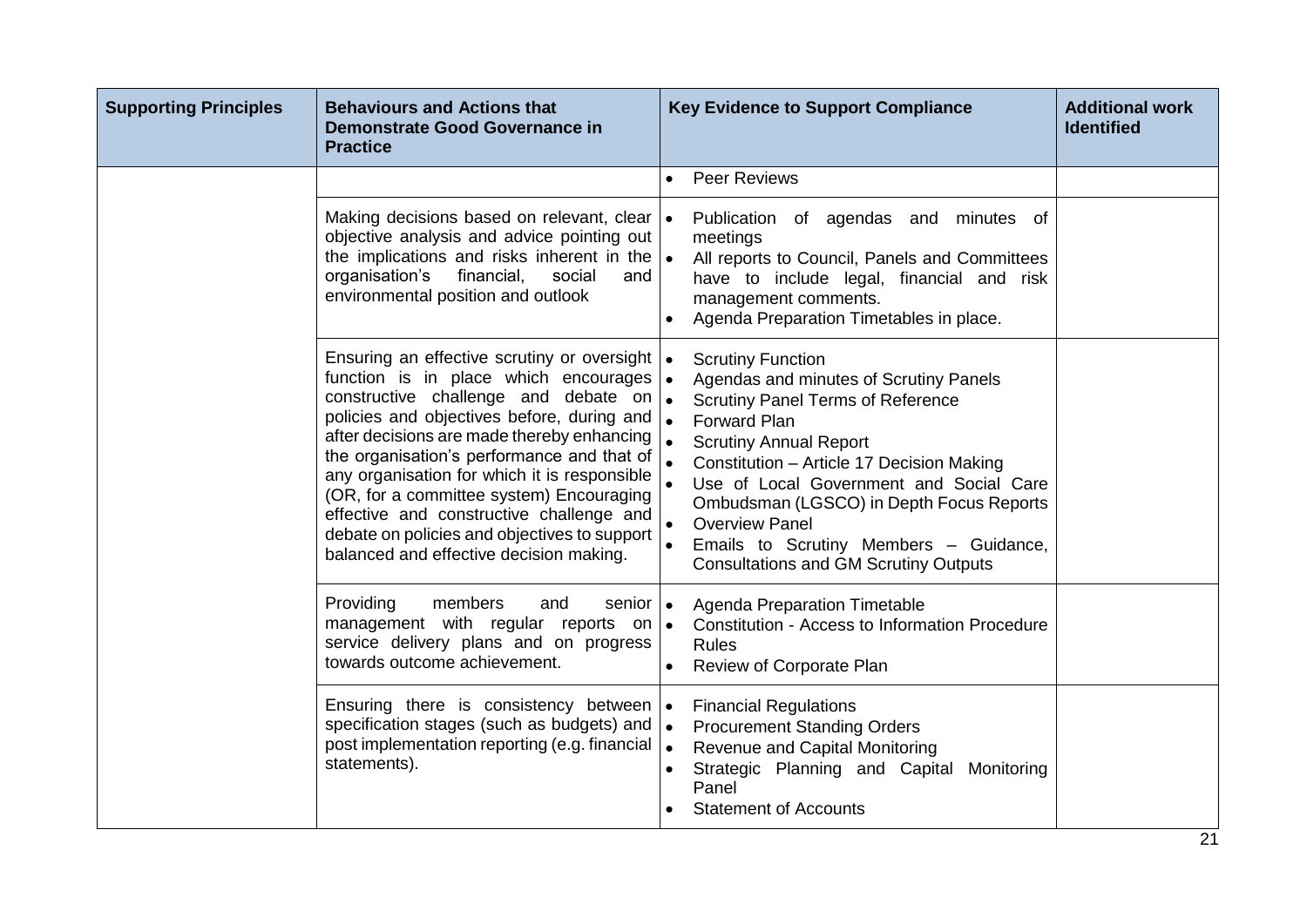| Supporting Principles | Behaviours and Actions that Demonstrate Good Governance in Practice | Key Evidence to Support Compliance | Additional work Identified |
|---|---|---|---|
| | | • Peer Reviews | |
| | Making decisions based on relevant, clear objective analysis and advice pointing out the implications and risks inherent in the organisation's financial, social and environmental position and outlook | • Publication of agendas and minutes of meetings<br>• All reports to Council, Panels and Committees have to include legal, financial and risk management comments.<br>• Agenda Preparation Timetables in place. | |
| | Ensuring an effective scrutiny or oversight function is in place which encourages constructive challenge and debate on policies and objectives before, during and after decisions are made thereby enhancing the organisation's performance and that of any organisation for which it is responsible (OR, for a committee system) Encouraging effective and constructive challenge and debate on policies and objectives to support balanced and effective decision making. | • Scrutiny Function<br>• Agendas and minutes of Scrutiny Panels<br>• Scrutiny Panel Terms of Reference<br>• Forward Plan<br>• Scrutiny Annual Report<br>• Constitution – Article 17 Decision Making<br>• Use of Local Government and Social Care Ombudsman (LGSCO) in Depth Focus Reports<br>• Overview Panel<br>• Emails to Scrutiny Members – Guidance, Consultations and GM Scrutiny Outputs | |
| | Providing members and senior management with regular reports on service delivery plans and on progress towards outcome achievement. | • Agenda Preparation Timetable<br>• Constitution - Access to Information Procedure Rules<br>• Review of Corporate Plan | |
| | Ensuring there is consistency between specification stages (such as budgets) and post implementation reporting (e.g. financial statements). | • Financial Regulations<br>• Procurement Standing Orders<br>• Revenue and Capital Monitoring<br>• Strategic Planning and Capital Monitoring Panel<br>• Statement of Accounts | |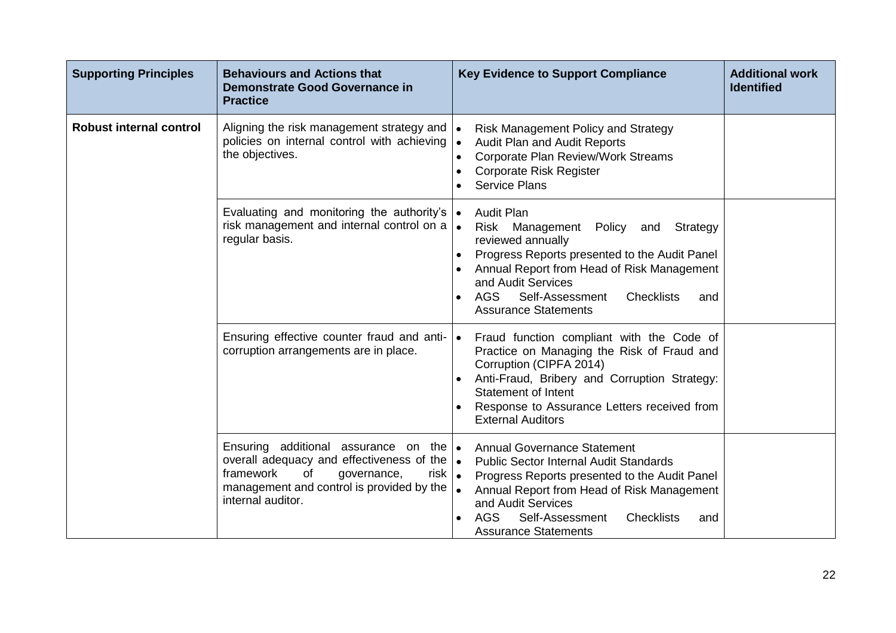| Supporting Principles | Behaviours and Actions that Demonstrate Good Governance in Practice | Key Evidence to Support Compliance | Additional work Identified |
|---|---|---|---|
| **Robust internal control** | Aligning the risk management strategy and policies on internal control with achieving the objectives. | • Risk Management Policy and Strategy<br>• Audit Plan and Audit Reports<br>• Corporate Plan Review/Work Streams<br>• Corporate Risk Register<br>• Service Plans | |
| | Evaluating and monitoring the authority's risk management and internal control on a regular basis. | • Audit Plan<br>• Risk Management Policy and Strategy reviewed annually<br>• Progress Reports presented to the Audit Panel<br>• Annual Report from Head of Risk Management and Audit Services<br>• AGS Self-Assessment Checklists and Assurance Statements | |
| | Ensuring effective counter fraud and anti-corruption arrangements are in place. | • Fraud function compliant with the Code of Practice on Managing the Risk of Fraud and Corruption (CIPFA 2014)<br>• Anti-Fraud, Bribery and Corruption Strategy: Statement of Intent<br>• Response to Assurance Letters received from External Auditors | |
| | Ensuring additional assurance on the overall adequacy and effectiveness of the framework of governance, risk management and control is provided by the internal auditor. | • Annual Governance Statement<br>• Public Sector Internal Audit Standards<br>• Progress Reports presented to the Audit Panel<br>• Annual Report from Head of Risk Management and Audit Services<br>• AGS Self-Assessment Checklists and Assurance Statements | |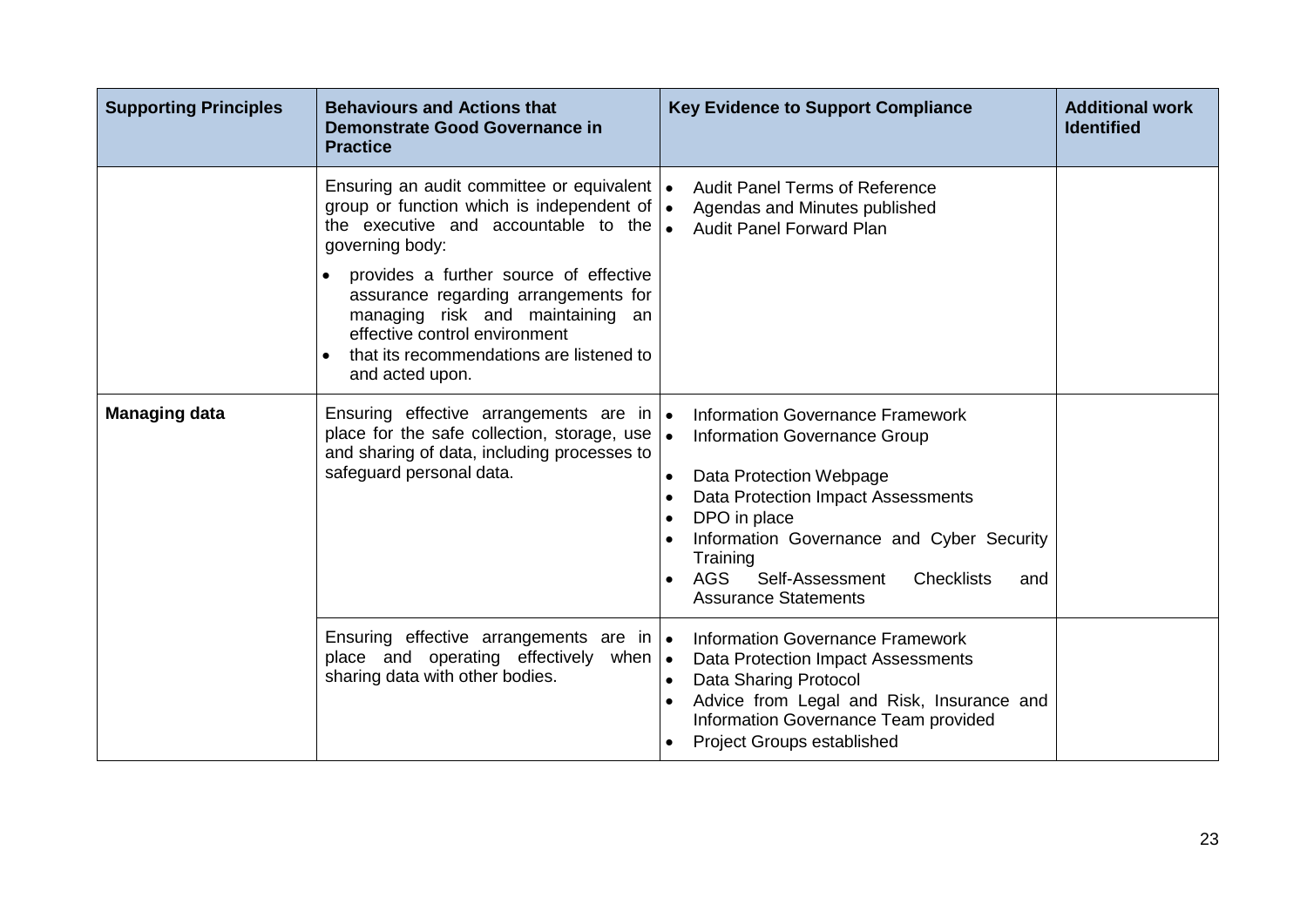| Supporting Principles | Behaviours and Actions that Demonstrate Good Governance in Practice | Key Evidence to Support Compliance | Additional work Identified |
|---|---|---|---|
| | Ensuring an audit committee or equivalent group or function which is independent of the executive and accountable to the governing body:<br>• provides a further source of effective assurance regarding arrangements for managing risk and maintaining an effective control environment<br>• that its recommendations are listened to and acted upon. | • Audit Panel Terms of Reference<br>• Agendas and Minutes published<br>• Audit Panel Forward Plan | |
| **Managing data** | Ensuring effective arrangements are in place for the safe collection, storage, use and sharing of data, including processes to safeguard personal data. | • Information Governance Framework<br>• Information Governance Group<br>• Data Protection Webpage<br>• Data Protection Impact Assessments<br>• DPO in place<br>• Information Governance and Cyber Security Training<br>• AGS Self-Assessment Checklists and Assurance Statements | |
| | Ensuring effective arrangements are in place and operating effectively when sharing data with other bodies. | • Information Governance Framework<br>• Data Protection Impact Assessments<br>• Data Sharing Protocol<br>• Advice from Legal and Risk, Insurance and Information Governance Team provided<br>• Project Groups established | |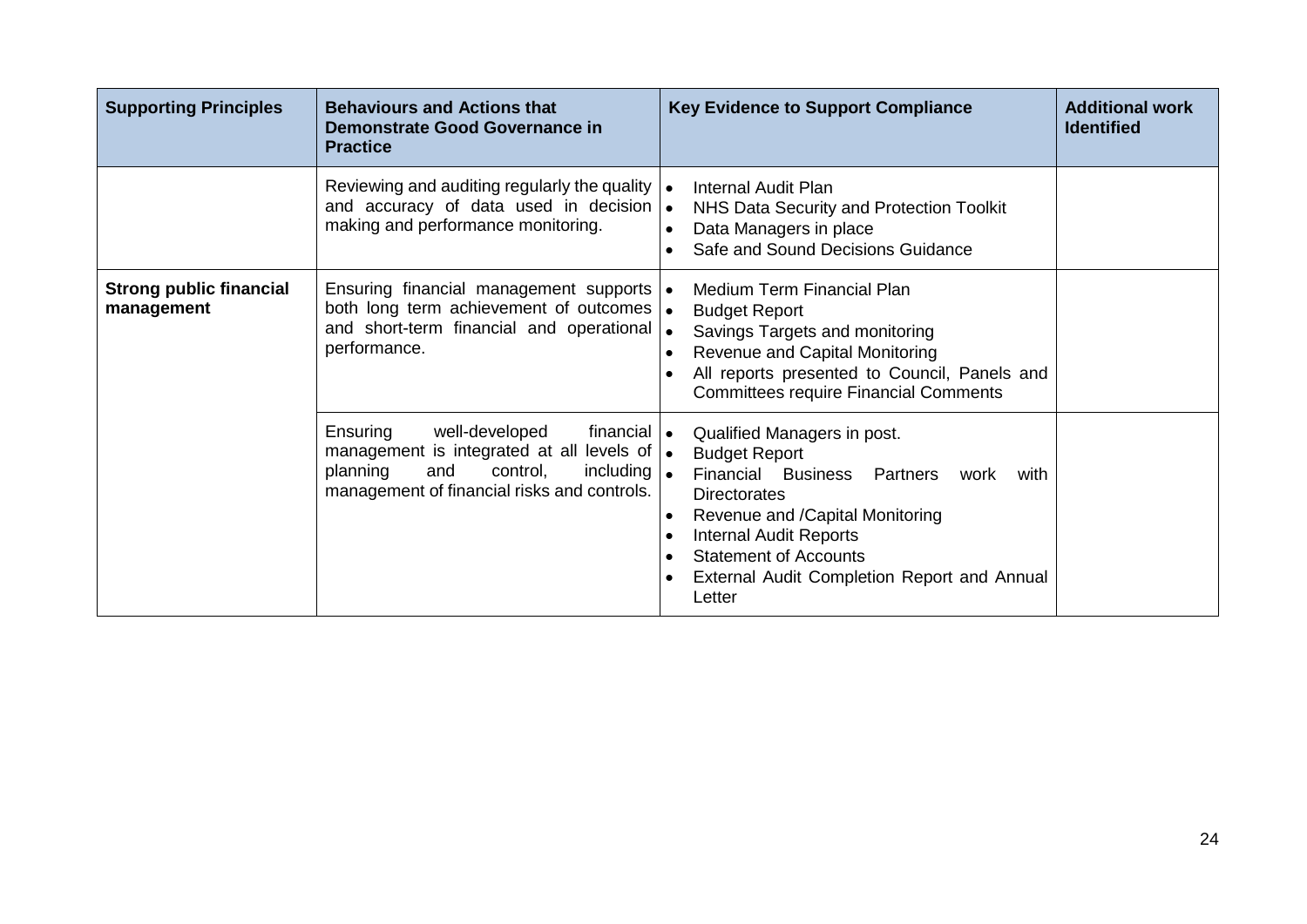| Supporting Principles | Behaviours and Actions that Demonstrate Good Governance in Practice | Key Evidence to Support Compliance | Additional work Identified |
|---|---|---|---|
| | Reviewing and auditing regularly the quality and accuracy of data used in decision making and performance monitoring. | • Internal Audit Plan<br>• NHS Data Security and Protection Toolkit<br>• Data Managers in place<br>• Safe and Sound Decisions Guidance | |
| **Strong public financial management** | Ensuring financial management supports both long term achievement of outcomes and short-term financial and operational performance. | • Medium Term Financial Plan<br>• Budget Report<br>• Savings Targets and monitoring<br>• Revenue and Capital Monitoring<br>• All reports presented to Council, Panels and Committees require Financial Comments | |
| | Ensuring well-developed financial management is integrated at all levels of planning and control, including management of financial risks and controls. | • Qualified Managers in post.<br>• Budget Report<br>• Financial Business Partners work with Directorates<br>• Revenue and /Capital Monitoring<br>• Internal Audit Reports<br>• Statement of Accounts<br>• External Audit Completion Report and Annual Letter | |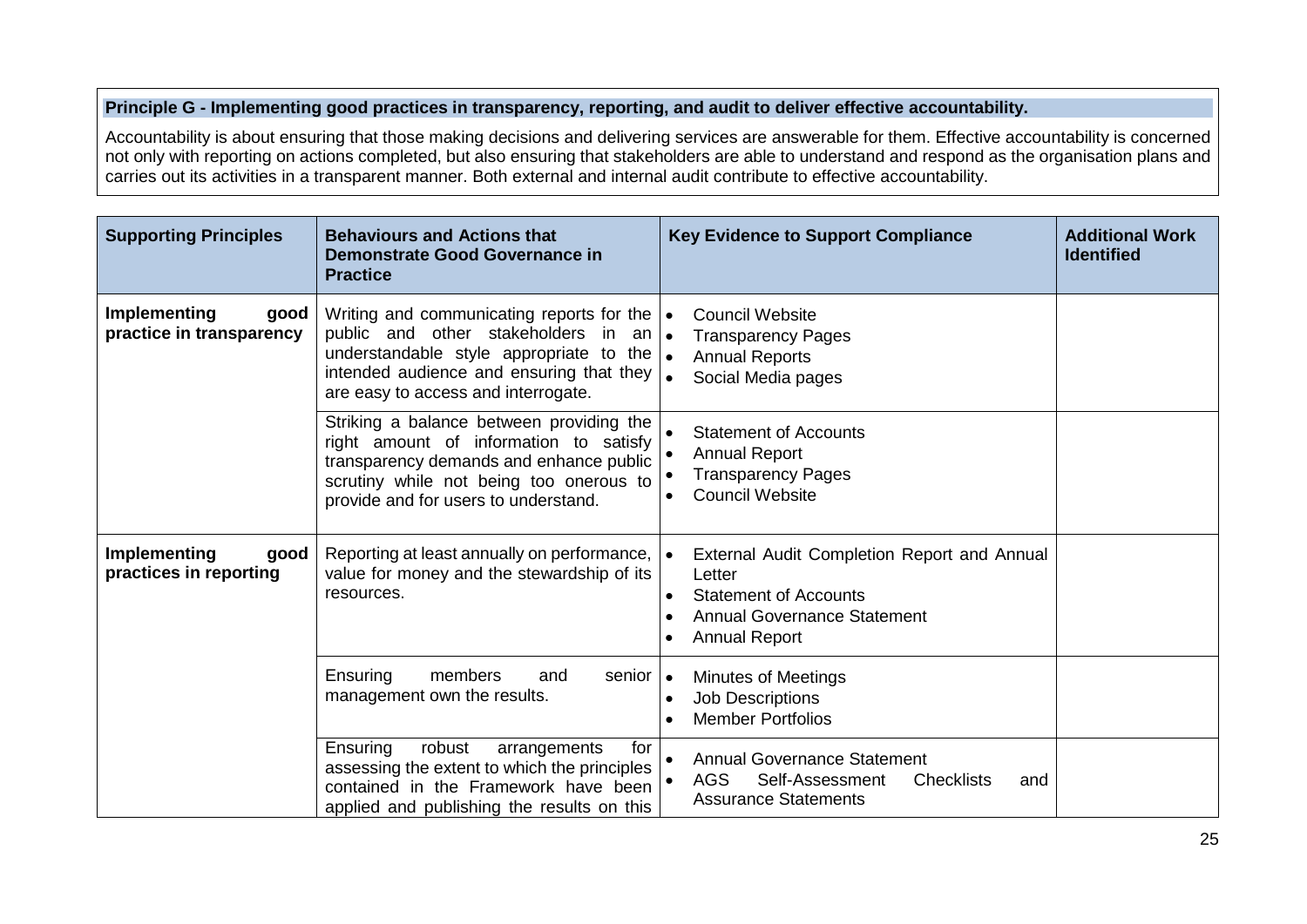**Principle G - Implementing good practices in transparency, reporting, and audit to deliver effective accountability.**

Accountability is about ensuring that those making decisions and delivering services are answerable for them. Effective accountability is concerned not only with reporting on actions completed, but also ensuring that stakeholders are able to understand and respond as the organisation plans and carries out its activities in a transparent manner. Both external and internal audit contribute to effective accountability.

| Supporting Principles | Behaviours and Actions that Demonstrate Good Governance in Practice | Key Evidence to Support Compliance | Additional Work Identified |
|---|---|---|---|
| **Implementing good practice in transparency** | Writing and communicating reports for the public and other stakeholders in an understandable style appropriate to the intended audience and ensuring that they are easy to access and interrogate. | • Council Website<br>• Transparency Pages<br>• Annual Reports<br>• Social Media pages | |
| | Striking a balance between providing the right amount of information to satisfy transparency demands and enhance public scrutiny while not being too onerous to provide and for users to understand. | • Statement of Accounts<br>• Annual Report<br>• Transparency Pages<br>• Council Website | |
| **Implementing good practices in reporting** | Reporting at least annually on performance, value for money and the stewardship of its resources. | • External Audit Completion Report and Annual Letter<br>• Statement of Accounts<br>• Annual Governance Statement<br>• Annual Report | |
| | Ensuring members and senior management own the results. | • Minutes of Meetings<br>• Job Descriptions<br>• Member Portfolios | |
| | Ensuring robust arrangements for assessing the extent to which the principles contained in the Framework have been applied and publishing the results on this | • Annual Governance Statement<br>• AGS Self-Assessment Checklists and Assurance Statements | |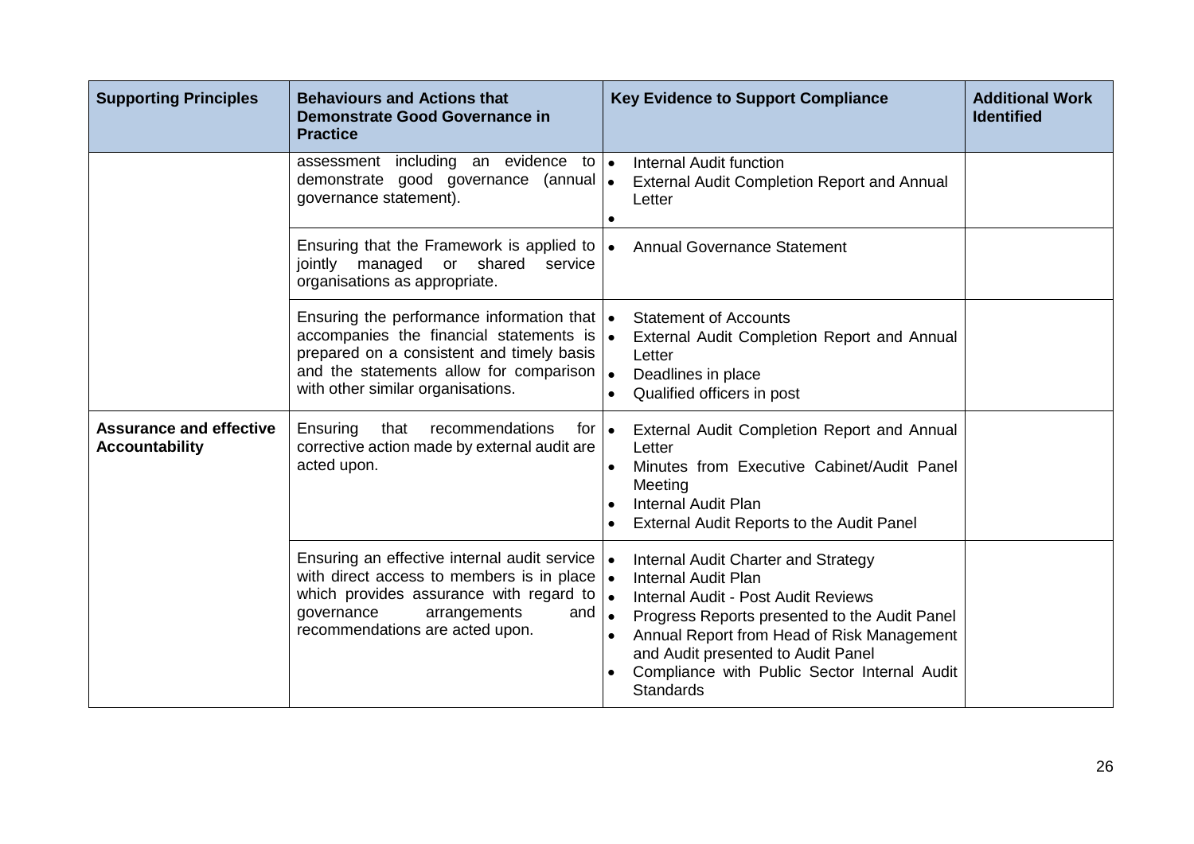| Supporting Principles | Behaviours and Actions that Demonstrate Good Governance in Practice | Key Evidence to Support Compliance | Additional Work Identified |
|---|---|---|---|
| | assessment including an evidence to demonstrate good governance (annual governance statement). | • Internal Audit function<br>• External Audit Completion Report and Annual Letter<br>• | |
| | Ensuring that the Framework is applied to jointly managed or shared service organisations as appropriate. | • Annual Governance Statement | |
| | Ensuring the performance information that accompanies the financial statements is prepared on a consistent and timely basis and the statements allow for comparison with other similar organisations. | • Statement of Accounts<br>• External Audit Completion Report and Annual Letter<br>• Deadlines in place<br>• Qualified officers in post | |
| **Assurance and effective Accountability** | Ensuring that recommendations for corrective action made by external audit are acted upon. | • External Audit Completion Report and Annual Letter<br>• Minutes from Executive Cabinet/Audit Panel Meeting<br>• Internal Audit Plan<br>• External Audit Reports to the Audit Panel | |
| | Ensuring an effective internal audit service with direct access to members is in place which provides assurance with regard to governance arrangements and recommendations are acted upon. | • Internal Audit Charter and Strategy<br>• Internal Audit Plan<br>• Internal Audit - Post Audit Reviews<br>• Progress Reports presented to the Audit Panel<br>• Annual Report from Head of Risk Management and Audit presented to Audit Panel<br>• Compliance with Public Sector Internal Audit Standards | |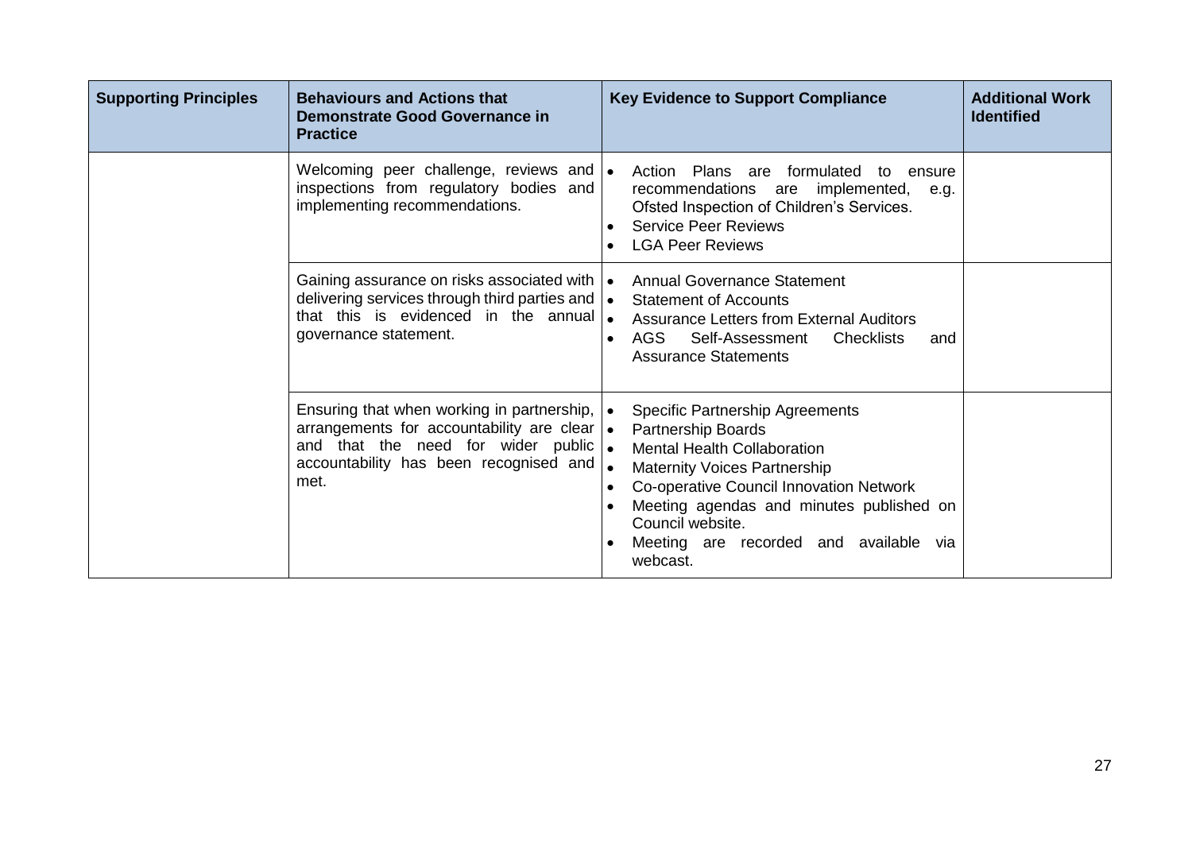| Supporting Principles | Behaviours and Actions that Demonstrate Good Governance in Practice | Key Evidence to Support Compliance | Additional Work Identified |
|---|---|---|---|
| | Welcoming peer challenge, reviews and inspections from regulatory bodies and implementing recommendations. | • Action Plans are formulated to ensure recommendations are implemented, e.g. Ofsted Inspection of Children's Services.<br>• Service Peer Reviews<br>• LGA Peer Reviews | |
| | Gaining assurance on risks associated with delivering services through third parties and that this is evidenced in the annual governance statement. | • Annual Governance Statement<br>• Statement of Accounts<br>• Assurance Letters from External Auditors<br>• AGS Self-Assessment Checklists and Assurance Statements | |
| | Ensuring that when working in partnership, arrangements for accountability are clear and that the need for wider public accountability has been recognised and met. | • Specific Partnership Agreements<br>• Partnership Boards<br>• Mental Health Collaboration<br>• Maternity Voices Partnership<br>• Co-operative Council Innovation Network<br>• Meeting agendas and minutes published on Council website.<br>• Meeting are recorded and available via webcast. | |